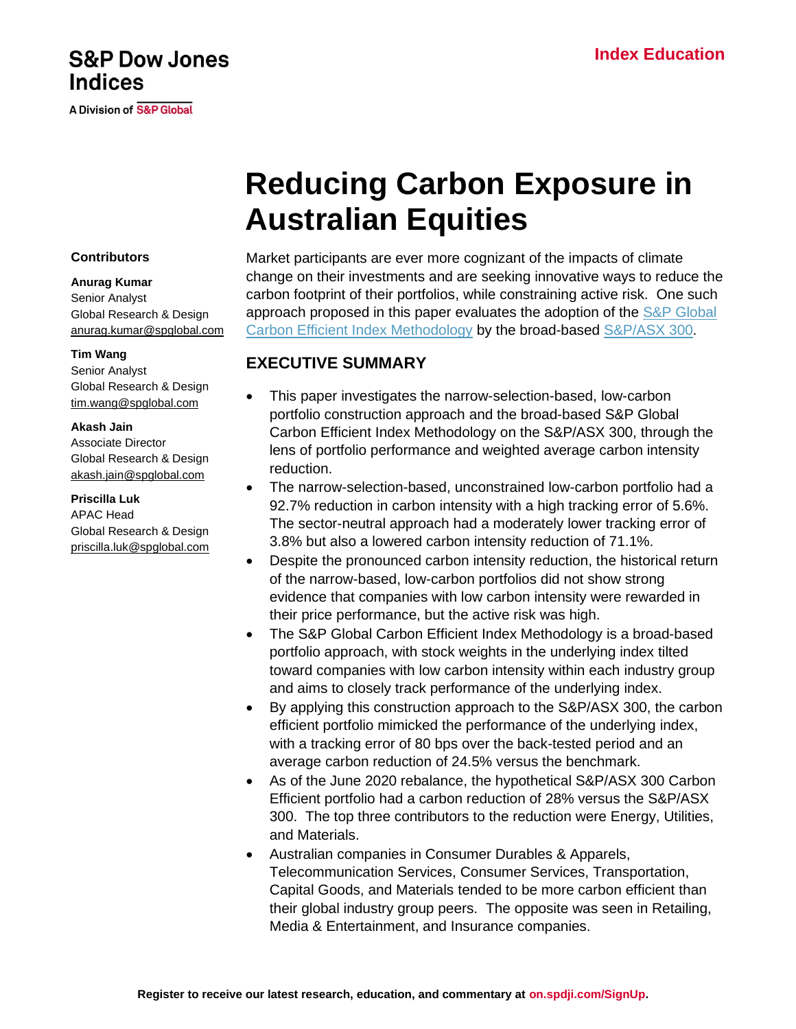S&P Dow Jones Indices

A Division of S&P Global

Index Education

# Reducing Carbon Exposure in Australian Equities

**Contributors**

**Anurag Kumar**
Senior Analyst
Global Research & Design
anurag.kumar@spglobal.com

**Tim Wang**
Senior Analyst
Global Research & Design
tim.wang@spglobal.com

**Akash Jain**
Associate Director
Global Research & Design
akash.jain@spglobal.com

**Priscilla Luk**
APAC Head
Global Research & Design
priscilla.luk@spglobal.com

Market participants are ever more cognizant of the impacts of climate change on their investments and are seeking innovative ways to reduce the carbon footprint of their portfolios, while constraining active risk. One such approach proposed in this paper evaluates the adoption of the S&P Global Carbon Efficient Index Methodology by the broad-based S&P/ASX 300.

## EXECUTIVE SUMMARY

- This paper investigates the narrow-selection-based, low-carbon portfolio construction approach and the broad-based S&P Global Carbon Efficient Index Methodology on the S&P/ASX 300, through the lens of portfolio performance and weighted average carbon intensity reduction.
- The narrow-selection-based, unconstrained low-carbon portfolio had a 92.7% reduction in carbon intensity with a high tracking error of 5.6%. The sector-neutral approach had a moderately lower tracking error of 3.8% but also a lowered carbon intensity reduction of 71.1%.
- Despite the pronounced carbon intensity reduction, the historical return of the narrow-based, low-carbon portfolios did not show strong evidence that companies with low carbon intensity were rewarded in their price performance, but the active risk was high.
- The S&P Global Carbon Efficient Index Methodology is a broad-based portfolio approach, with stock weights in the underlying index tilted toward companies with low carbon intensity within each industry group and aims to closely track performance of the underlying index.
- By applying this construction approach to the S&P/ASX 300, the carbon efficient portfolio mimicked the performance of the underlying index, with a tracking error of 80 bps over the back-tested period and an average carbon reduction of 24.5% versus the benchmark.
- As of the June 2020 rebalance, the hypothetical S&P/ASX 300 Carbon Efficient portfolio had a carbon reduction of 28% versus the S&P/ASX 300. The top three contributors to the reduction were Energy, Utilities, and Materials.
- Australian companies in Consumer Durables & Apparels, Telecommunication Services, Consumer Services, Transportation, Capital Goods, and Materials tended to be more carbon efficient than their global industry group peers. The opposite was seen in Retailing, Media & Entertainment, and Insurance companies.

**Register to receive our latest research, education, and commentary at on.spdji.com/SignUp.**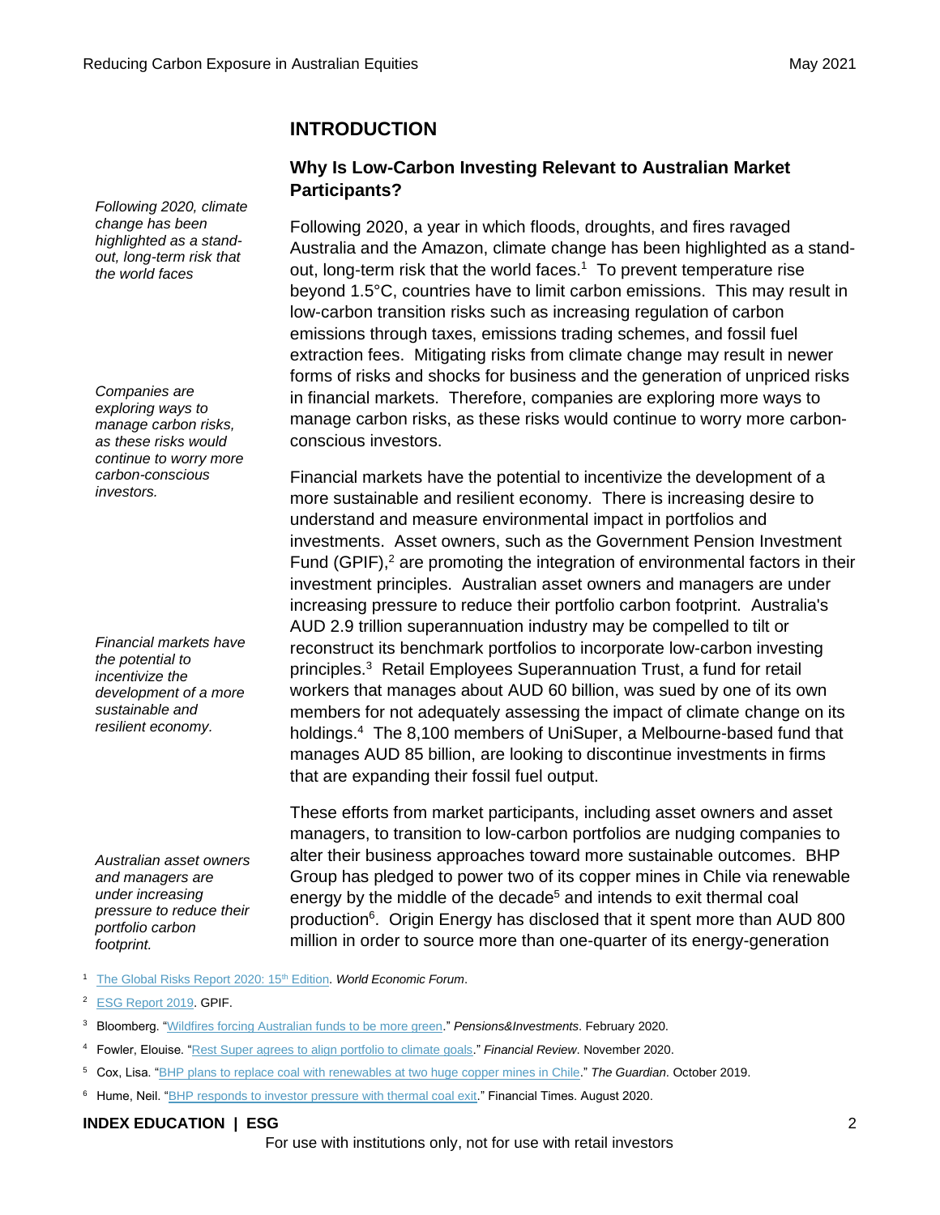## INTRODUCTION

### Why Is Low-Carbon Investing Relevant to Australian Market Participants?

*Following 2020, climate change has been highlighted as a stand-out, long-term risk that the world faces*

Following 2020, a year in which floods, droughts, and fires ravaged Australia and the Amazon, climate change has been highlighted as a stand-out, long-term risk that the world faces.[1] To prevent temperature rise beyond 1.5°C, countries have to limit carbon emissions. This may result in low-carbon transition risks such as increasing regulation of carbon emissions through taxes, emissions trading schemes, and fossil fuel extraction fees. Mitigating risks from climate change may result in newer forms of risks and shocks for business and the generation of unpriced risks in financial markets. Therefore, companies are exploring more ways to manage carbon risks, as these risks would continue to worry more carbon-conscious investors.

*Companies are exploring ways to manage carbon risks, as these risks would continue to worry more carbon-conscious investors.*

Financial markets have the potential to incentivize the development of a more sustainable and resilient economy. There is increasing desire to understand and measure environmental impact in portfolios and investments. Asset owners, such as the Government Pension Investment Fund (GPIF),[2] are promoting the integration of environmental factors in their investment principles. Australian asset owners and managers are under increasing pressure to reduce their portfolio carbon footprint. Australia's AUD 2.9 trillion superannuation industry may be compelled to tilt or reconstruct its benchmark portfolios to incorporate low-carbon investing principles.[3] Retail Employees Superannuation Trust, a fund for retail workers that manages about AUD 60 billion, was sued by one of its own members for not adequately assessing the impact of climate change on its holdings.[4] The 8,100 members of UniSuper, a Melbourne-based fund that manages AUD 85 billion, are looking to discontinue investments in firms that are expanding their fossil fuel output.

*Financial markets have the potential to incentivize the development of a more sustainable and resilient economy.*

These efforts from market participants, including asset owners and asset managers, to transition to low-carbon portfolios are nudging companies to alter their business approaches toward more sustainable outcomes. BHP Group has pledged to power two of its copper mines in Chile via renewable energy by the middle of the decade[5] and intends to exit thermal coal production[6]. Origin Energy has disclosed that it spent more than AUD 800 million in order to source more than one-quarter of its energy-generation

*Australian asset owners and managers are under increasing pressure to reduce their portfolio carbon footprint.*

---

[1] The Global Risks Report 2020: 15th Edition. *World Economic Forum*.

[2] ESG Report 2019. GPIF.

[3] Bloomberg. "Wildfires forcing Australian funds to be more green." *Pensions&Investments*. February 2020.

[4] Fowler, Elouise. "Rest Super agrees to align portfolio to climate goals." *Financial Review*. November 2020.

[5] Cox, Lisa. "BHP plans to replace coal with renewables at two huge copper mines in Chile." *The Guardian*. October 2019.

[6] Hume, Neil. "BHP responds to investor pressure with thermal coal exit." Financial Times. August 2020.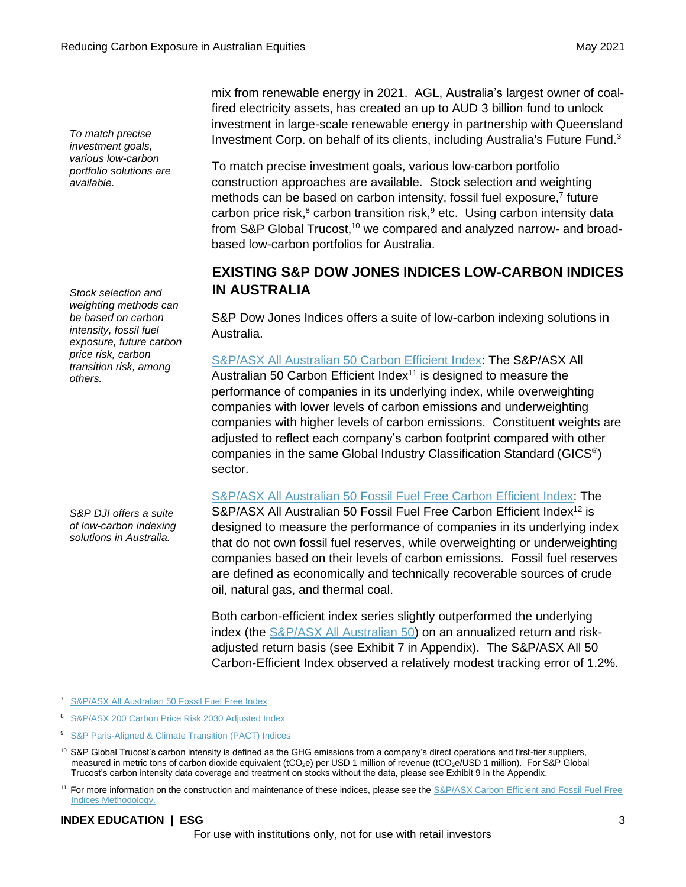*To match precise investment goals, various low-carbon portfolio solutions are available.*

mix from renewable energy in 2021. AGL, Australia's largest owner of coal-fired electricity assets, has created an up to AUD 3 billion fund to unlock investment in large-scale renewable energy in partnership with Queensland Investment Corp. on behalf of its clients, including Australia's Future Fund.[3]

To match precise investment goals, various low-carbon portfolio construction approaches are available. Stock selection and weighting methods can be based on carbon intensity, fossil fuel exposure,[7] future carbon price risk,[8] carbon transition risk,[9] etc. Using carbon intensity data from S&P Global Trucost,[10] we compared and analyzed narrow- and broad-based low-carbon portfolios for Australia.

*Stock selection and weighting methods can be based on carbon intensity, fossil fuel exposure, future carbon price risk, carbon transition risk, among others.*

## EXISTING S&P DOW JONES INDICES LOW-CARBON INDICES IN AUSTRALIA

S&P Dow Jones Indices offers a suite of low-carbon indexing solutions in Australia.

S&P/ASX All Australian 50 Carbon Efficient Index: The S&P/ASX All Australian 50 Carbon Efficient Index[11] is designed to measure the performance of companies in its underlying index, while overweighting companies with lower levels of carbon emissions and underweighting companies with higher levels of carbon emissions. Constituent weights are adjusted to reflect each company's carbon footprint compared with other companies in the same Global Industry Classification Standard (GICS®) sector.

*S&P DJI offers a suite of low-carbon indexing solutions in Australia.*

S&P/ASX All Australian 50 Fossil Fuel Free Carbon Efficient Index: The S&P/ASX All Australian 50 Fossil Fuel Free Carbon Efficient Index[12] is designed to measure the performance of companies in its underlying index that do not own fossil fuel reserves, while overweighting or underweighting companies based on their levels of carbon emissions. Fossil fuel reserves are defined as economically and technically recoverable sources of crude oil, natural gas, and thermal coal.

Both carbon-efficient index series slightly outperformed the underlying index (the S&P/ASX All Australian 50) on an annualized return and risk-adjusted return basis (see Exhibit 7 in Appendix). The S&P/ASX All 50 Carbon-Efficient Index observed a relatively modest tracking error of 1.2%.

---

[7] S&P/ASX All Australian 50 Fossil Fuel Free Index

[8] S&P/ASX 200 Carbon Price Risk 2030 Adjusted Index

[9] S&P Paris-Aligned & Climate Transition (PACT) Indices

[10] S&P Global Trucost's carbon intensity is defined as the GHG emissions from a company's direct operations and first-tier suppliers, measured in metric tons of carbon dioxide equivalent ($tCO_2e$) per USD 1 million of revenue ($tCO_2e$/USD 1 million). For S&P Global Trucost's carbon intensity data coverage and treatment on stocks without the data, please see Exhibit 9 in the Appendix.

[11] For more information on the construction and maintenance of these indices, please see the S&P/ASX Carbon Efficient and Fossil Fuel Free Indices Methodology.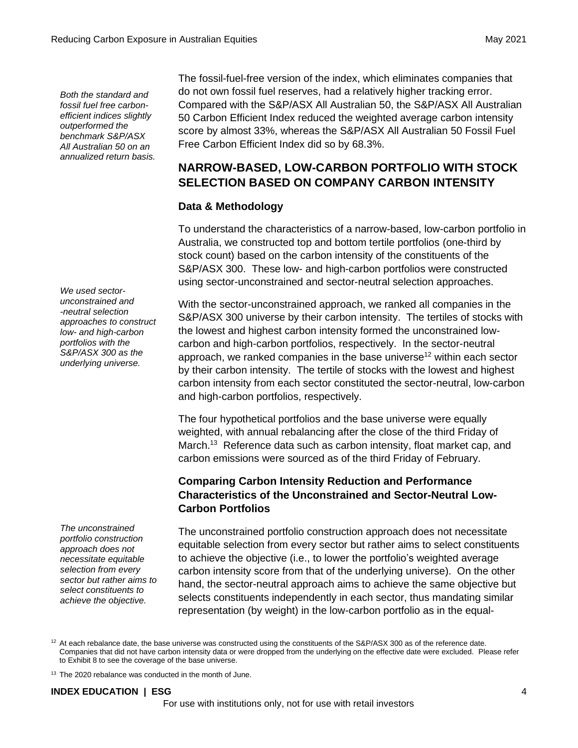*Both the standard and fossil fuel free carbon-efficient indices slightly outperformed the benchmark S&P/ASX All Australian 50 on an annualized return basis.*

The fossil-fuel-free version of the index, which eliminates companies that do not own fossil fuel reserves, had a relatively higher tracking error. Compared with the S&P/ASX All Australian 50, the S&P/ASX All Australian 50 Carbon Efficient Index reduced the weighted average carbon intensity score by almost 33%, whereas the S&P/ASX All Australian 50 Fossil Fuel Free Carbon Efficient Index did so by 68.3%.

## NARROW-BASED, LOW-CARBON PORTFOLIO WITH STOCK SELECTION BASED ON COMPANY CARBON INTENSITY

### Data & Methodology

To understand the characteristics of a narrow-based, low-carbon portfolio in Australia, we constructed top and bottom tertile portfolios (one-third by stock count) based on the carbon intensity of the constituents of the S&P/ASX 300. These low- and high-carbon portfolios were constructed using sector-unconstrained and sector-neutral selection approaches.

*We used sector-unconstrained and -neutral selection approaches to construct low- and high-carbon portfolios with the S&P/ASX 300 as the underlying universe.*

With the sector-unconstrained approach, we ranked all companies in the S&P/ASX 300 universe by their carbon intensity. The tertiles of stocks with the lowest and highest carbon intensity formed the unconstrained low-carbon and high-carbon portfolios, respectively. In the sector-neutral approach, we ranked companies in the base universe[12] within each sector by their carbon intensity. The tertile of stocks with the lowest and highest carbon intensity from each sector constituted the sector-neutral, low-carbon and high-carbon portfolios, respectively.

The four hypothetical portfolios and the base universe were equally weighted, with annual rebalancing after the close of the third Friday of March.[13] Reference data such as carbon intensity, float market cap, and carbon emissions were sourced as of the third Friday of February.

### Comparing Carbon Intensity Reduction and Performance Characteristics of the Unconstrained and Sector-Neutral Low-Carbon Portfolios

*The unconstrained portfolio construction approach does not necessitate equitable selection from every sector but rather aims to select constituents to achieve the objective.*

The unconstrained portfolio construction approach does not necessitate equitable selection from every sector but rather aims to select constituents to achieve the objective (i.e., to lower the portfolio's weighted average carbon intensity score from that of the underlying universe). On the other hand, the sector-neutral approach aims to achieve the same objective but selects constituents independently in each sector, thus mandating similar representation (by weight) in the low-carbon portfolio as in the equal-

[12] At each rebalance date, the base universe was constructed using the constituents of the S&P/ASX 300 as of the reference date. Companies that did not have carbon intensity data or were dropped from the underlying on the effective date were excluded. Please refer to Exhibit 8 to see the coverage of the base universe.

[13] The 2020 rebalance was conducted in the month of June.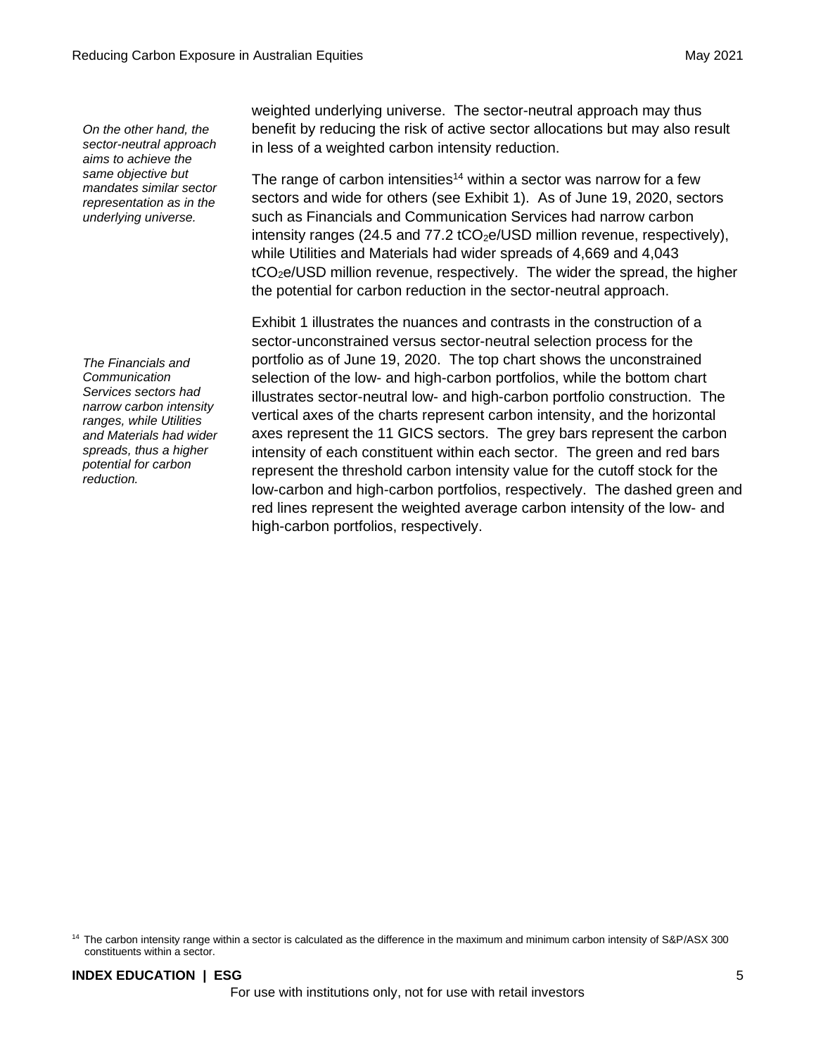*On the other hand, the sector-neutral approach aims to achieve the same objective but mandates similar sector representation as in the underlying universe.*

weighted underlying universe. The sector-neutral approach may thus benefit by reducing the risk of active sector allocations but may also result in less of a weighted carbon intensity reduction.

The range of carbon intensities[14] within a sector was narrow for a few sectors and wide for others (see Exhibit 1). As of June 19, 2020, sectors such as Financials and Communication Services had narrow carbon intensity ranges (24.5 and 77.2 $tCO_2e$/USD million revenue, respectively), while Utilities and Materials had wider spreads of 4,669 and 4,043 $tCO_2e$/USD million revenue, respectively. The wider the spread, the higher the potential for carbon reduction in the sector-neutral approach.

*The Financials and Communication Services sectors had narrow carbon intensity ranges, while Utilities and Materials had wider spreads, thus a higher potential for carbon reduction.*

Exhibit 1 illustrates the nuances and contrasts in the construction of a sector-unconstrained versus sector-neutral selection process for the portfolio as of June 19, 2020. The top chart shows the unconstrained selection of the low- and high-carbon portfolios, while the bottom chart illustrates sector-neutral low- and high-carbon portfolio construction. The vertical axes of the charts represent carbon intensity, and the horizontal axes represent the 11 GICS sectors. The grey bars represent the carbon intensity of each constituent within each sector. The green and red bars represent the threshold carbon intensity value for the cutoff stock for the low-carbon and high-carbon portfolios, respectively. The dashed green and red lines represent the weighted average carbon intensity of the low- and high-carbon portfolios, respectively.

[14] The carbon intensity range within a sector is calculated as the difference in the maximum and minimum carbon intensity of S&P/ASX 300 constituents within a sector.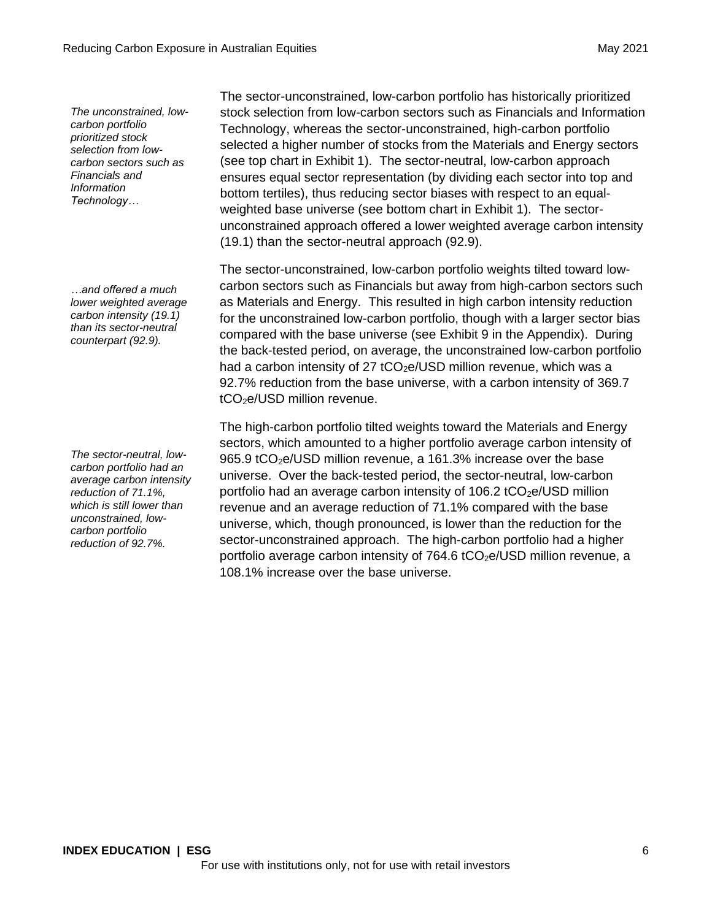*The unconstrained, low-carbon portfolio prioritized stock selection from low-carbon sectors such as Financials and Information Technology…*

The sector-unconstrained, low-carbon portfolio has historically prioritized stock selection from low-carbon sectors such as Financials and Information Technology, whereas the sector-unconstrained, high-carbon portfolio selected a higher number of stocks from the Materials and Energy sectors (see top chart in Exhibit 1). The sector-neutral, low-carbon approach ensures equal sector representation (by dividing each sector into top and bottom tertiles), thus reducing sector biases with respect to an equal-weighted base universe (see bottom chart in Exhibit 1). The sector-unconstrained approach offered a lower weighted average carbon intensity (19.1) than the sector-neutral approach (92.9).

*…and offered a much lower weighted average carbon intensity (19.1) than its sector-neutral counterpart (92.9).*

The sector-unconstrained, low-carbon portfolio weights tilted toward low-carbon sectors such as Financials but away from high-carbon sectors such as Materials and Energy. This resulted in high carbon intensity reduction for the unconstrained low-carbon portfolio, though with a larger sector bias compared with the base universe (see Exhibit 9 in the Appendix). During the back-tested period, on average, the unconstrained low-carbon portfolio had a carbon intensity of 27 $tCO_2e$/USD million revenue, which was a 92.7% reduction from the base universe, with a carbon intensity of 369.7 $tCO_2e$/USD million revenue.

*The sector-neutral, low-carbon portfolio had an average carbon intensity reduction of 71.1%, which is still lower than unconstrained, low-carbon portfolio reduction of 92.7%.*

The high-carbon portfolio tilted weights toward the Materials and Energy sectors, which amounted to a higher portfolio average carbon intensity of 965.9 $tCO_2e$/USD million revenue, a 161.3% increase over the base universe. Over the back-tested period, the sector-neutral, low-carbon portfolio had an average carbon intensity of 106.2 $tCO_2e$/USD million revenue and an average reduction of 71.1% compared with the base universe, which, though pronounced, is lower than the reduction for the sector-unconstrained approach. The high-carbon portfolio had a higher portfolio average carbon intensity of 764.6 $tCO_2e$/USD million revenue, a 108.1% increase over the base universe.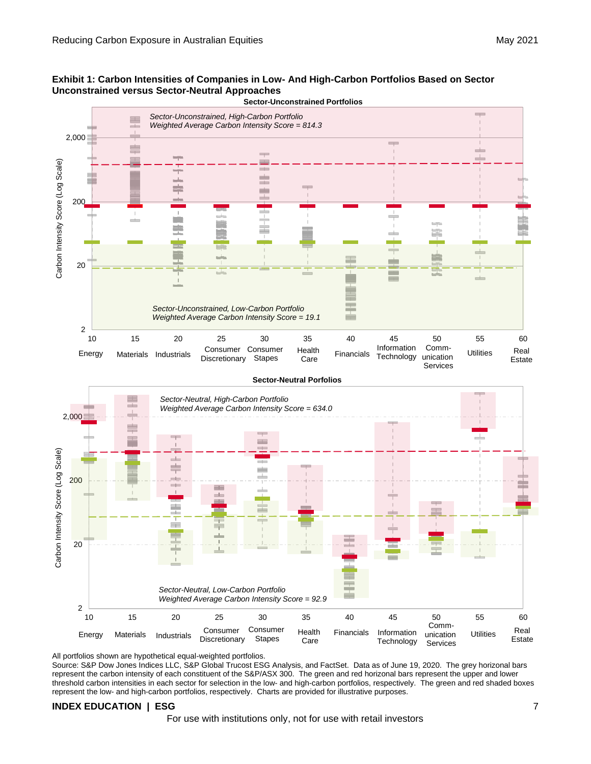**Exhibit 1: Carbon Intensities of Companies in Low- And High-Carbon Portfolios Based on Sector Unconstrained versus Sector-Neutral Approaches**

All portfolios shown are hypothetical equal-weighted portfolios.

Source: S&P Dow Jones Indices LLC, S&P Global Trucost ESG Analysis, and FactSet. Data as of June 19, 2020. The grey horizonal bars represent the carbon intensity of each constituent of the S&P/ASX 300. The green and red horizonal bars represent the upper and lower threshold carbon intensities in each sector for selection in the low- and high-carbon portfolios, respectively. The green and red shaded boxes represent the low- and high-carbon portfolios, respectively. Charts are provided for illustrative purposes.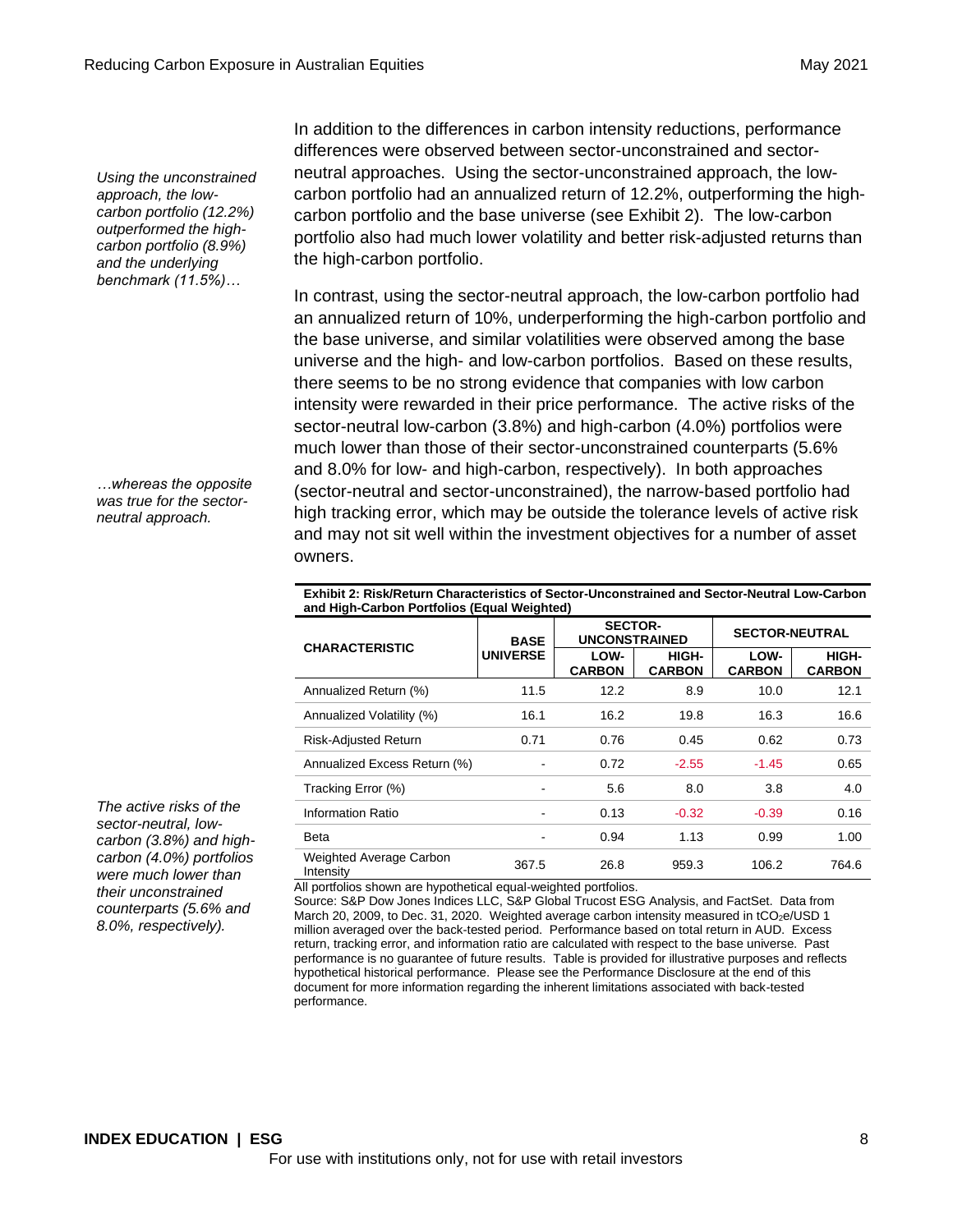*Using the unconstrained approach, the low-carbon portfolio (12.2%) outperformed the high-carbon portfolio (8.9%) and the underlying benchmark (11.5%)…*

In addition to the differences in carbon intensity reductions, performance differences were observed between sector-unconstrained and sector-neutral approaches. Using the sector-unconstrained approach, the low-carbon portfolio had an annualized return of 12.2%, outperforming the high-carbon portfolio and the base universe (see Exhibit 2). The low-carbon portfolio also had much lower volatility and better risk-adjusted returns than the high-carbon portfolio.

*…whereas the opposite was true for the sector-neutral approach.*

In contrast, using the sector-neutral approach, the low-carbon portfolio had an annualized return of 10%, underperforming the high-carbon portfolio and the base universe, and similar volatilities were observed among the base universe and the high- and low-carbon portfolios. Based on these results, there seems to be no strong evidence that companies with low carbon intensity were rewarded in their price performance. The active risks of the sector-neutral low-carbon (3.8%) and high-carbon (4.0%) portfolios were much lower than those of their sector-unconstrained counterparts (5.6% and 8.0% for low- and high-carbon, respectively). In both approaches (sector-neutral and sector-unconstrained), the narrow-based portfolio had high tracking error, which may be outside the tolerance levels of active risk and may not sit well within the investment objectives for a number of asset owners.

*The active risks of the sector-neutral, low-carbon (3.8%) and high-carbon (4.0%) portfolios were much lower than their unconstrained counterparts (5.6% and 8.0%, respectively).*

**Exhibit 2: Risk/Return Characteristics of Sector-Unconstrained and Sector-Neutral Low-Carbon and High-Carbon Portfolios (Equal Weighted)**

| CHARACTERISTIC | BASE UNIVERSE | SECTOR-UNCONSTRAINED | | SECTOR-NEUTRAL | |
|---|---|---|---|---|---|
| | | LOW-CARBON | HIGH-CARBON | LOW-CARBON | HIGH-CARBON |
| Annualized Return (%) | 11.5 | 12.2 | 8.9 | 10.0 | 12.1 |
| Annualized Volatility (%) | 16.1 | 16.2 | 19.8 | 16.3 | 16.6 |
| Risk-Adjusted Return | 0.71 | 0.76 | 0.45 | 0.62 | 0.73 |
| Annualized Excess Return (%) | - | 0.72 | -2.55 | -1.45 | 0.65 |
| Tracking Error (%) | - | 5.6 | 8.0 | 3.8 | 4.0 |
| Information Ratio | - | 0.13 | -0.32 | -0.39 | 0.16 |
| Beta | - | 0.94 | 1.13 | 0.99 | 1.00 |
| Weighted Average Carbon Intensity | 367.5 | 26.8 | 959.3 | 106.2 | 764.6 |

All portfolios shown are hypothetical equal-weighted portfolios.

Source: S&P Dow Jones Indices LLC, S&P Global Trucost ESG Analysis, and FactSet. Data from March 20, 2009, to Dec. 31, 2020. Weighted average carbon intensity measured in $tCO_2e$/USD 1 million averaged over the back-tested period. Performance based on total return in AUD. Excess return, tracking error, and information ratio are calculated with respect to the base universe. Past performance is no guarantee of future results. Table is provided for illustrative purposes and reflects hypothetical historical performance. Please see the Performance Disclosure at the end of this document for more information regarding the inherent limitations associated with back-tested performance.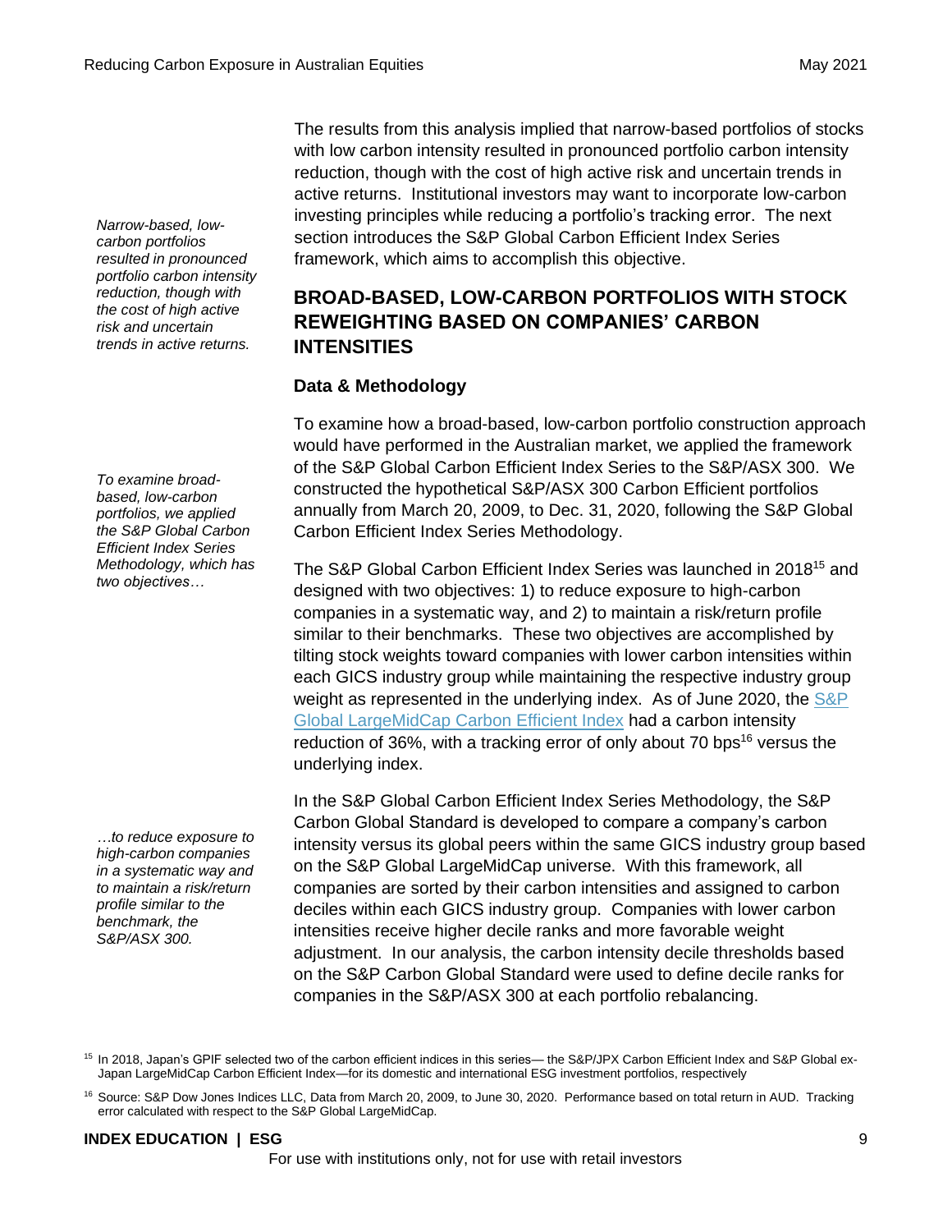*Narrow-based, low-carbon portfolios resulted in pronounced portfolio carbon intensity reduction, though with the cost of high active risk and uncertain trends in active returns.*

The results from this analysis implied that narrow-based portfolios of stocks with low carbon intensity resulted in pronounced portfolio carbon intensity reduction, though with the cost of high active risk and uncertain trends in active returns. Institutional investors may want to incorporate low-carbon investing principles while reducing a portfolio's tracking error. The next section introduces the S&P Global Carbon Efficient Index Series framework, which aims to accomplish this objective.

## BROAD-BASED, LOW-CARBON PORTFOLIOS WITH STOCK REWEIGHTING BASED ON COMPANIES' CARBON INTENSITIES

### Data & Methodology

*To examine broad-based, low-carbon portfolios, we applied the S&P Global Carbon Efficient Index Series Methodology, which has two objectives…*

To examine how a broad-based, low-carbon portfolio construction approach would have performed in the Australian market, we applied the framework of the S&P Global Carbon Efficient Index Series to the S&P/ASX 300. We constructed the hypothetical S&P/ASX 300 Carbon Efficient portfolios annually from March 20, 2009, to Dec. 31, 2020, following the S&P Global Carbon Efficient Index Series Methodology.

The S&P Global Carbon Efficient Index Series was launched in 2018[15] and designed with two objectives: 1) to reduce exposure to high-carbon companies in a systematic way, and 2) to maintain a risk/return profile similar to their benchmarks. These two objectives are accomplished by tilting stock weights toward companies with lower carbon intensities within each GICS industry group while maintaining the respective industry group weight as represented in the underlying index. As of June 2020, the S&P Global LargeMidCap Carbon Efficient Index had a carbon intensity reduction of 36%, with a tracking error of only about 70 bps[16] versus the underlying index.

*…to reduce exposure to high-carbon companies in a systematic way and to maintain a risk/return profile similar to the benchmark, the S&P/ASX 300.*

In the S&P Global Carbon Efficient Index Series Methodology, the S&P Carbon Global Standard is developed to compare a company's carbon intensity versus its global peers within the same GICS industry group based on the S&P Global LargeMidCap universe. With this framework, all companies are sorted by their carbon intensities and assigned to carbon deciles within each GICS industry group. Companies with lower carbon intensities receive higher decile ranks and more favorable weight adjustment. In our analysis, the carbon intensity decile thresholds based on the S&P Carbon Global Standard were used to define decile ranks for companies in the S&P/ASX 300 at each portfolio rebalancing.

[15] In 2018, Japan's GPIF selected two of the carbon efficient indices in this series— the S&P/JPX Carbon Efficient Index and S&P Global ex-Japan LargeMidCap Carbon Efficient Index—for its domestic and international ESG investment portfolios, respectively

[16] Source: S&P Dow Jones Indices LLC, Data from March 20, 2009, to June 30, 2020. Performance based on total return in AUD. Tracking error calculated with respect to the S&P Global LargeMidCap.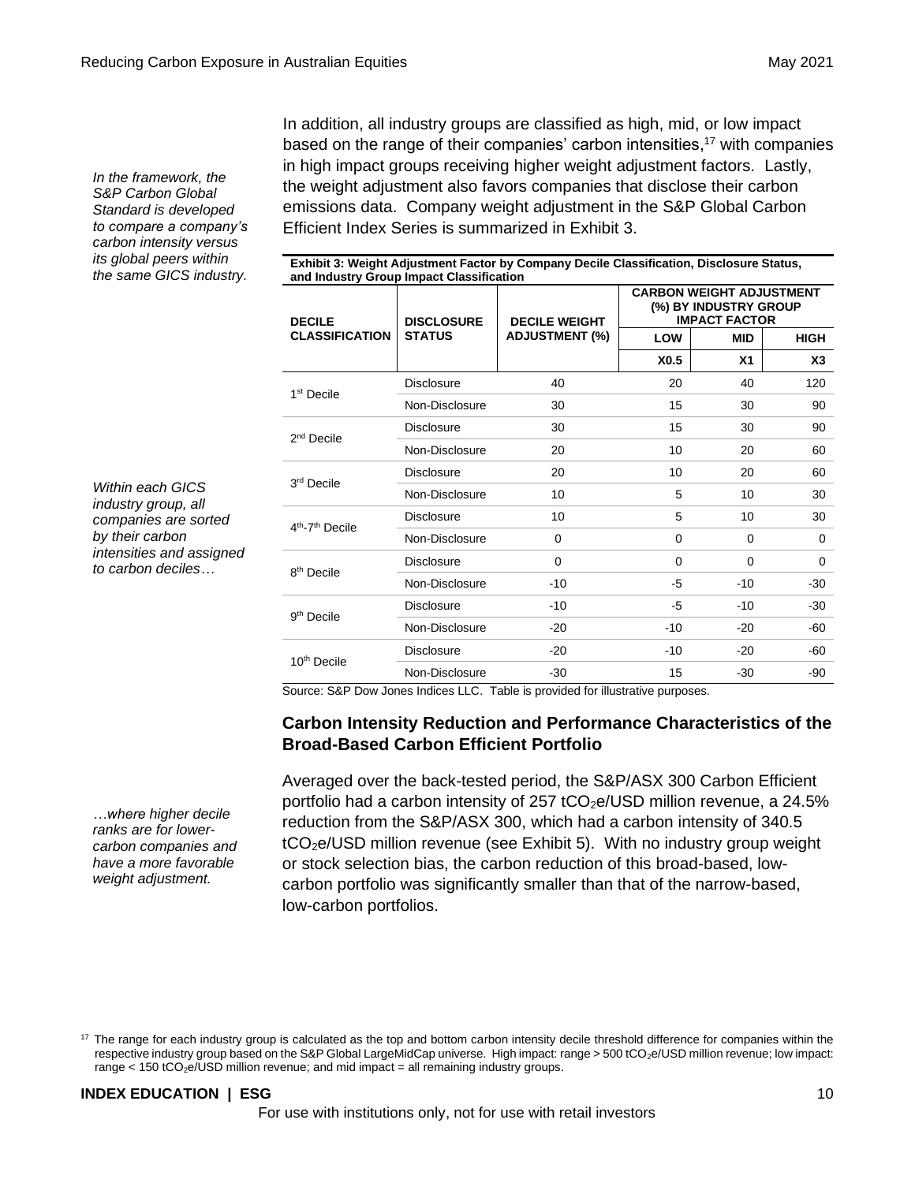*In the framework, the S&P Carbon Global Standard is developed to compare a company's carbon intensity versus its global peers within the same GICS industry.*

In addition, all industry groups are classified as high, mid, or low impact based on the range of their companies' carbon intensities,[17] with companies in high impact groups receiving higher weight adjustment factors. Lastly, the weight adjustment also favors companies that disclose their carbon emissions data. Company weight adjustment in the S&P Global Carbon Efficient Index Series is summarized in Exhibit 3.

**Exhibit 3: Weight Adjustment Factor by Company Decile Classification, Disclosure Status, and Industry Group Impact Classification**

| DECILE CLASSIFICATION | DISCLOSURE STATUS | DECILE WEIGHT ADJUSTMENT (%) | CARBON WEIGHT ADJUSTMENT (%) BY INDUSTRY GROUP IMPACT FACTOR | | |
|---|---|---|---|---|---|
| | | | LOW | MID | HIGH |
| | | | X0.5 | X1 | X3 |
| 1st Decile | Disclosure | 40 | 20 | 40 | 120 |
| | Non-Disclosure | 30 | 15 | 30 | 90 |
| 2nd Decile | Disclosure | 30 | 15 | 30 | 90 |
| | Non-Disclosure | 20 | 10 | 20 | 60 |
| 3rd Decile | Disclosure | 20 | 10 | 20 | 60 |
| | Non-Disclosure | 10 | 5 | 10 | 30 |
| 4th-7th Decile | Disclosure | 10 | 5 | 10 | 30 |
| | Non-Disclosure | 0 | 0 | 0 | 0 |
| 8th Decile | Disclosure | 0 | 0 | 0 | 0 |
| | Non-Disclosure | -10 | -5 | -10 | -30 |
| 9th Decile | Disclosure | -10 | -5 | -10 | -30 |
| | Non-Disclosure | -20 | -10 | -20 | -60 |
| 10th Decile | Disclosure | -20 | -10 | -20 | -60 |
| | Non-Disclosure | -30 | 15 | -30 | -90 |

Source: S&P Dow Jones Indices LLC. Table is provided for illustrative purposes.

*Within each GICS industry group, all companies are sorted by their carbon intensities and assigned to carbon deciles…*

### Carbon Intensity Reduction and Performance Characteristics of the Broad-Based Carbon Efficient Portfolio

*…where higher decile ranks are for lower-carbon companies and have a more favorable weight adjustment.*

Averaged over the back-tested period, the S&P/ASX 300 Carbon Efficient portfolio had a carbon intensity of 257 $tCO_2e$/USD million revenue, a 24.5% reduction from the S&P/ASX 300, which had a carbon intensity of 340.5 $tCO_2e$/USD million revenue (see Exhibit 5). With no industry group weight or stock selection bias, the carbon reduction of this broad-based, low-carbon portfolio was significantly smaller than that of the narrow-based, low-carbon portfolios.

[17] The range for each industry group is calculated as the top and bottom carbon intensity decile threshold difference for companies within the respective industry group based on the S&P Global LargeMidCap universe. High impact: range > 500 $tCO_2e$/USD million revenue; low impact: range < 150 $tCO_2e$/USD million revenue; and mid impact = all remaining industry groups.

For use with institutions only, not for use with retail investors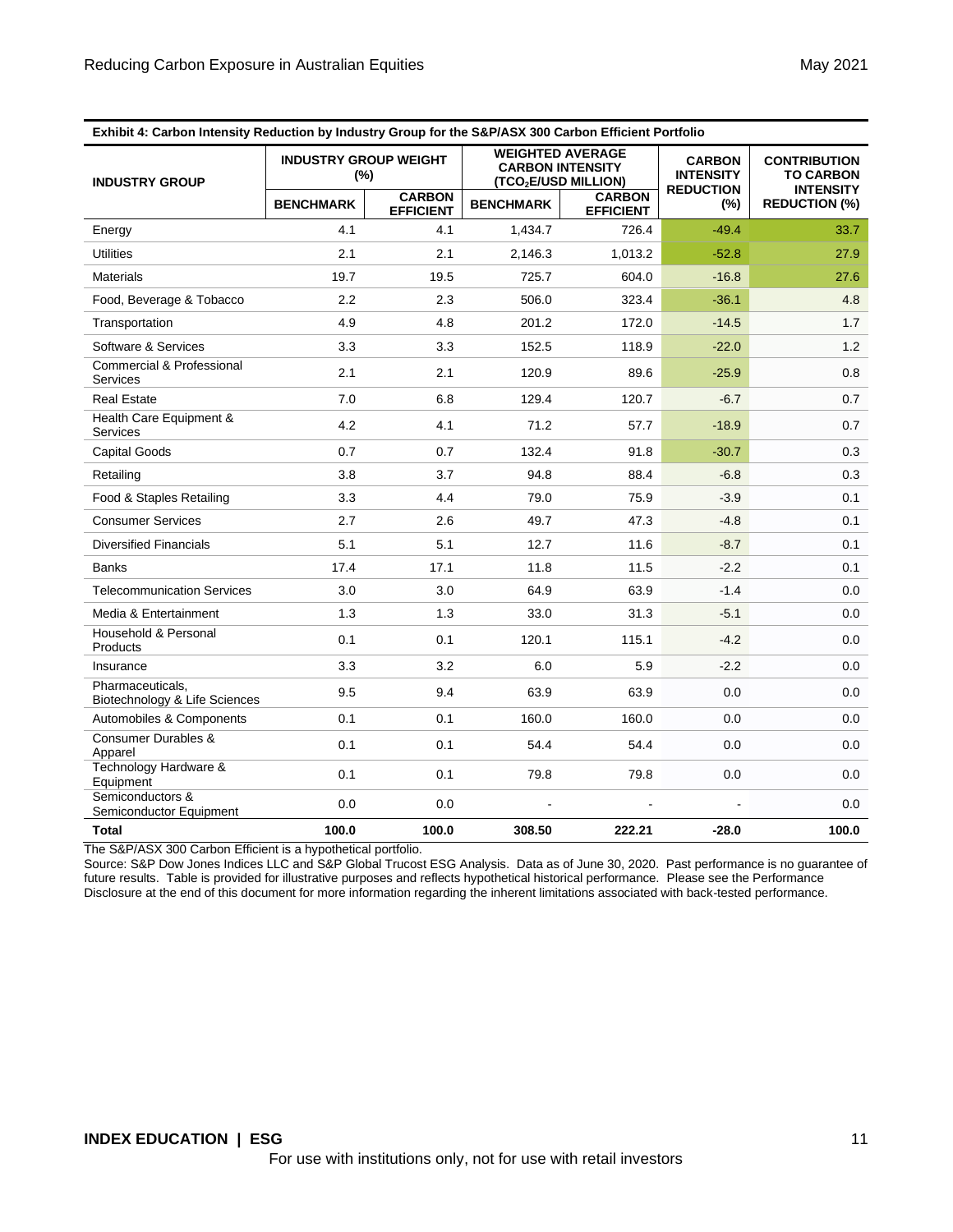**Exhibit 4: Carbon Intensity Reduction by Industry Group for the S&P/ASX 300 Carbon Efficient Portfolio**

| INDUSTRY GROUP | INDUSTRY GROUP WEIGHT (%) | | WEIGHTED AVERAGE CARBON INTENSITY ($TCO_2E$/USD MILLION) | | CARBON INTENSITY REDUCTION (%) | CONTRIBUTION TO CARBON INTENSITY REDUCTION (%) |
|---|---|---|---|---|---|---|
| | BENCHMARK | CARBON EFFICIENT | BENCHMARK | CARBON EFFICIENT | | |
| Energy | 4.1 | 4.1 | 1,434.7 | 726.4 | -49.4 | 33.7 |
| Utilities | 2.1 | 2.1 | 2,146.3 | 1,013.2 | -52.8 | 27.9 |
| Materials | 19.7 | 19.5 | 725.7 | 604.0 | -16.8 | 27.6 |
| Food, Beverage & Tobacco | 2.2 | 2.3 | 506.0 | 323.4 | -36.1 | 4.8 |
| Transportation | 4.9 | 4.8 | 201.2 | 172.0 | -14.5 | 1.7 |
| Software & Services | 3.3 | 3.3 | 152.5 | 118.9 | -22.0 | 1.2 |
| Commercial & Professional Services | 2.1 | 2.1 | 120.9 | 89.6 | -25.9 | 0.8 |
| Real Estate | 7.0 | 6.8 | 129.4 | 120.7 | -6.7 | 0.7 |
| Health Care Equipment & Services | 4.2 | 4.1 | 71.2 | 57.7 | -18.9 | 0.7 |
| Capital Goods | 0.7 | 0.7 | 132.4 | 91.8 | -30.7 | 0.3 |
| Retailing | 3.8 | 3.7 | 94.8 | 88.4 | -6.8 | 0.3 |
| Food & Staples Retailing | 3.3 | 4.4 | 79.0 | 75.9 | -3.9 | 0.1 |
| Consumer Services | 2.7 | 2.6 | 49.7 | 47.3 | -4.8 | 0.1 |
| Diversified Financials | 5.1 | 5.1 | 12.7 | 11.6 | -8.7 | 0.1 |
| Banks | 17.4 | 17.1 | 11.8 | 11.5 | -2.2 | 0.1 |
| Telecommunication Services | 3.0 | 3.0 | 64.9 | 63.9 | -1.4 | 0.0 |
| Media & Entertainment | 1.3 | 1.3 | 33.0 | 31.3 | -5.1 | 0.0 |
| Household & Personal Products | 0.1 | 0.1 | 120.1 | 115.1 | -4.2 | 0.0 |
| Insurance | 3.3 | 3.2 | 6.0 | 5.9 | -2.2 | 0.0 |
| Pharmaceuticals, Biotechnology & Life Sciences | 9.5 | 9.4 | 63.9 | 63.9 | 0.0 | 0.0 |
| Automobiles & Components | 0.1 | 0.1 | 160.0 | 160.0 | 0.0 | 0.0 |
| Consumer Durables & Apparel | 0.1 | 0.1 | 54.4 | 54.4 | 0.0 | 0.0 |
| Technology Hardware & Equipment | 0.1 | 0.1 | 79.8 | 79.8 | 0.0 | 0.0 |
| Semiconductors & Semiconductor Equipment | 0.0 | 0.0 | - | - | - | 0.0 |
| **Total** | **100.0** | **100.0** | **308.50** | **222.21** | **-28.0** | **100.0** |

The S&P/ASX 300 Carbon Efficient is a hypothetical portfolio.

Source: S&P Dow Jones Indices LLC and S&P Global Trucost ESG Analysis. Data as of June 30, 2020. Past performance is no guarantee of future results. Table is provided for illustrative purposes and reflects hypothetical historical performance. Please see the Performance Disclosure at the end of this document for more information regarding the inherent limitations associated with back-tested performance.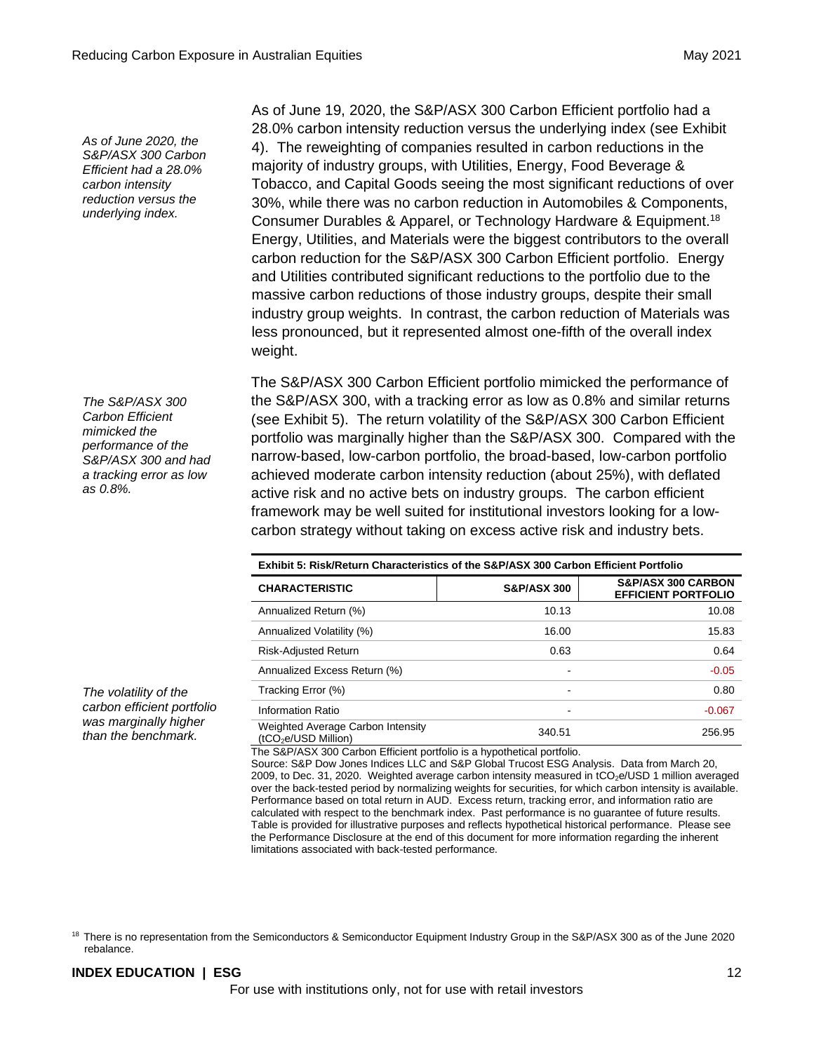*As of June 2020, the S&P/ASX 300 Carbon Efficient had a 28.0% carbon intensity reduction versus the underlying index.*

As of June 19, 2020, the S&P/ASX 300 Carbon Efficient portfolio had a 28.0% carbon intensity reduction versus the underlying index (see Exhibit 4). The reweighting of companies resulted in carbon reductions in the majority of industry groups, with Utilities, Energy, Food Beverage & Tobacco, and Capital Goods seeing the most significant reductions of over 30%, while there was no carbon reduction in Automobiles & Components, Consumer Durables & Apparel, or Technology Hardware & Equipment.[18] Energy, Utilities, and Materials were the biggest contributors to the overall carbon reduction for the S&P/ASX 300 Carbon Efficient portfolio. Energy and Utilities contributed significant reductions to the portfolio due to the massive carbon reductions of those industry groups, despite their small industry group weights. In contrast, the carbon reduction of Materials was less pronounced, but it represented almost one-fifth of the overall index weight.

*The S&P/ASX 300 Carbon Efficient mimicked the performance of the S&P/ASX 300 and had a tracking error as low as 0.8%.*

The S&P/ASX 300 Carbon Efficient portfolio mimicked the performance of the S&P/ASX 300, with a tracking error as low as 0.8% and similar returns (see Exhibit 5). The return volatility of the S&P/ASX 300 Carbon Efficient portfolio was marginally higher than the S&P/ASX 300. Compared with the narrow-based, low-carbon portfolio, the broad-based, low-carbon portfolio achieved moderate carbon intensity reduction (about 25%), with deflated active risk and no active bets on industry groups. The carbon efficient framework may be well suited for institutional investors looking for a low-carbon strategy without taking on excess active risk and industry bets.

*The volatility of the carbon efficient portfolio was marginally higher than the benchmark.*

**Exhibit 5: Risk/Return Characteristics of the S&P/ASX 300 Carbon Efficient Portfolio**

| CHARACTERISTIC | S&P/ASX 300 | S&P/ASX 300 CARBON EFFICIENT PORTFOLIO |
|---|---|---|
| Annualized Return (%) | 10.13 | 10.08 |
| Annualized Volatility (%) | 16.00 | 15.83 |
| Risk-Adjusted Return | 0.63 | 0.64 |
| Annualized Excess Return (%) | - | -0.05 |
| Tracking Error (%) | - | 0.80 |
| Information Ratio | - | -0.067 |
| Weighted Average Carbon Intensity ($tCO_2e$/USD Million) | 340.51 | 256.95 |

The S&P/ASX 300 Carbon Efficient portfolio is a hypothetical portfolio.
Source: S&P Dow Jones Indices LLC and S&P Global Trucost ESG Analysis. Data from March 20, 2009, to Dec. 31, 2020. Weighted average carbon intensity measured in $tCO_2e$/USD 1 million averaged over the back-tested period by normalizing weights for securities, for which carbon intensity is available. Performance based on total return in AUD. Excess return, tracking error, and information ratio are calculated with respect to the benchmark index. Past performance is no guarantee of future results. Table is provided for illustrative purposes and reflects hypothetical historical performance. Please see the Performance Disclosure at the end of this document for more information regarding the inherent limitations associated with back-tested performance.

[18] There is no representation from the Semiconductors & Semiconductor Equipment Industry Group in the S&P/ASX 300 as of the June 2020 rebalance.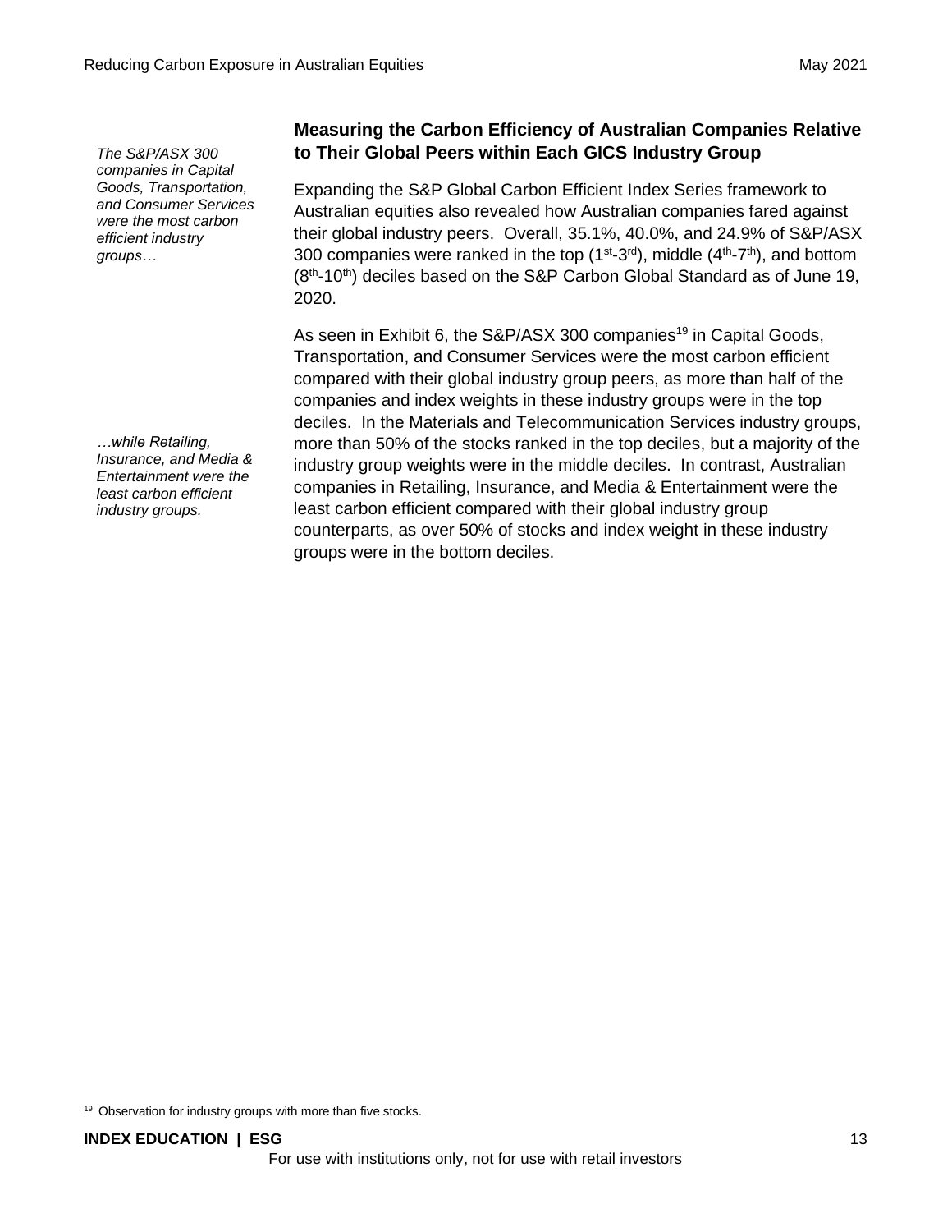*The S&P/ASX 300 companies in Capital Goods, Transportation, and Consumer Services were the most carbon efficient industry groups…*

## Measuring the Carbon Efficiency of Australian Companies Relative to Their Global Peers within Each GICS Industry Group

Expanding the S&P Global Carbon Efficient Index Series framework to Australian equities also revealed how Australian companies fared against their global industry peers. Overall, 35.1%, 40.0%, and 24.9% of S&P/ASX 300 companies were ranked in the top (1st-3rd), middle (4th-7th), and bottom (8th-10th) deciles based on the S&P Carbon Global Standard as of June 19, 2020.

*…while Retailing, Insurance, and Media & Entertainment were the least carbon efficient industry groups.*

As seen in Exhibit 6, the S&P/ASX 300 companies[19] in Capital Goods, Transportation, and Consumer Services were the most carbon efficient compared with their global industry group peers, as more than half of the companies and index weights in these industry groups were in the top deciles. In the Materials and Telecommunication Services industry groups, more than 50% of the stocks ranked in the top deciles, but a majority of the industry group weights were in the middle deciles. In contrast, Australian companies in Retailing, Insurance, and Media & Entertainment were the least carbon efficient compared with their global industry group counterparts, as over 50% of stocks and index weight in these industry groups were in the bottom deciles.

[19] Observation for industry groups with more than five stocks.

For use with institutions only, not for use with retail investors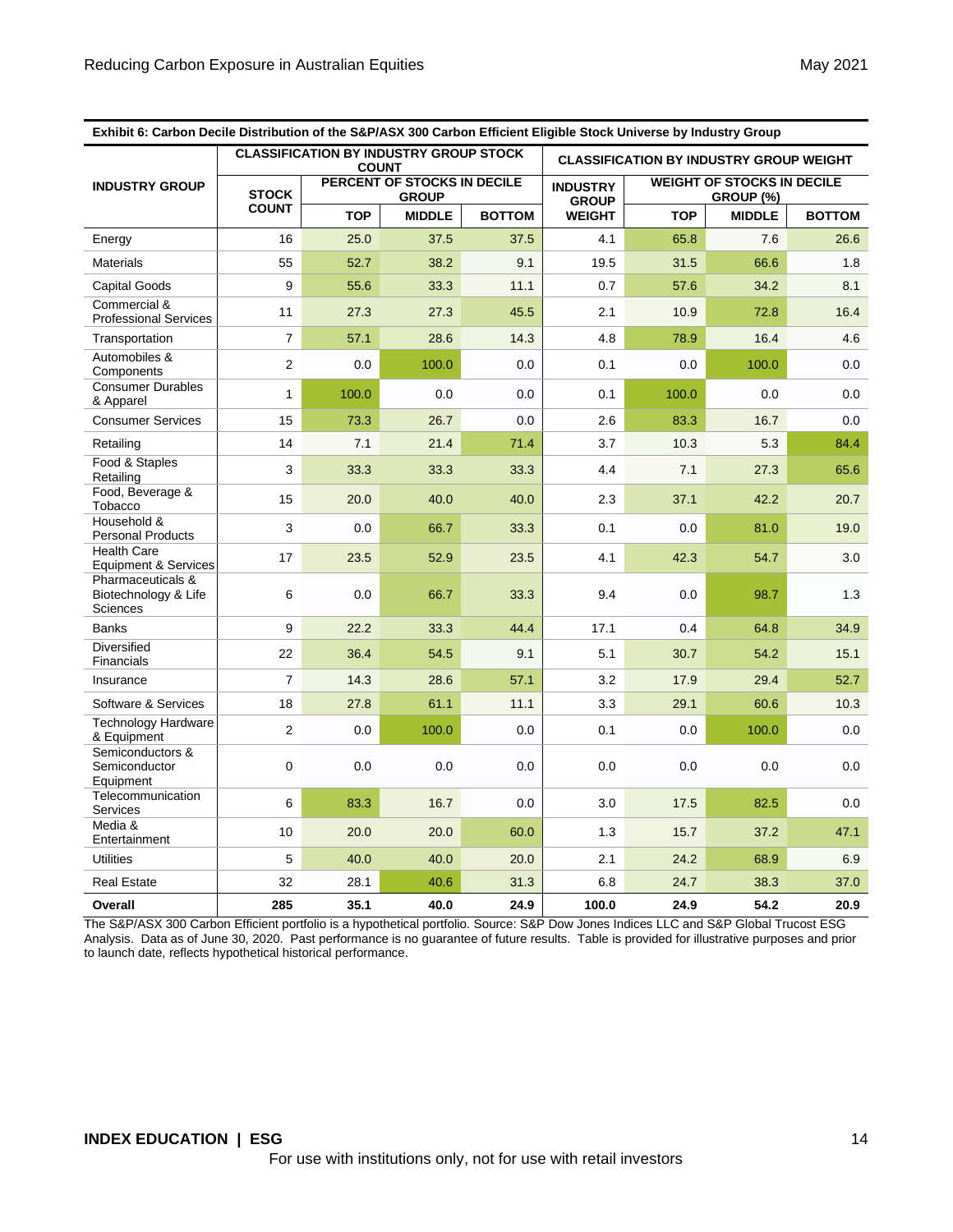**Exhibit 6: Carbon Decile Distribution of the S&P/ASX 300 Carbon Efficient Eligible Stock Universe by Industry Group**

| INDUSTRY GROUP | CLASSIFICATION BY INDUSTRY GROUP STOCK COUNT | | | | CLASSIFICATION BY INDUSTRY GROUP WEIGHT | | | |
|---|---|---|---|---|---|---|---|---|
| | STOCK COUNT | PERCENT OF STOCKS IN DECILE GROUP | | | INDUSTRY GROUP WEIGHT | WEIGHT OF STOCKS IN DECILE GROUP (%) | | |
| | | TOP | MIDDLE | BOTTOM | | TOP | MIDDLE | BOTTOM |
| Energy | 16 | 25.0 | 37.5 | 37.5 | 4.1 | 65.8 | 7.6 | 26.6 |
| Materials | 55 | 52.7 | 38.2 | 9.1 | 19.5 | 31.5 | 66.6 | 1.8 |
| Capital Goods | 9 | 55.6 | 33.3 | 11.1 | 0.7 | 57.6 | 34.2 | 8.1 |
| Commercial & Professional Services | 11 | 27.3 | 27.3 | 45.5 | 2.1 | 10.9 | 72.8 | 16.4 |
| Transportation | 7 | 57.1 | 28.6 | 14.3 | 4.8 | 78.9 | 16.4 | 4.6 |
| Automobiles & Components | 2 | 0.0 | 100.0 | 0.0 | 0.1 | 0.0 | 100.0 | 0.0 |
| Consumer Durables & Apparel | 1 | 100.0 | 0.0 | 0.0 | 0.1 | 100.0 | 0.0 | 0.0 |
| Consumer Services | 15 | 73.3 | 26.7 | 0.0 | 2.6 | 83.3 | 16.7 | 0.0 |
| Retailing | 14 | 7.1 | 21.4 | 71.4 | 3.7 | 10.3 | 5.3 | 84.4 |
| Food & Staples Retailing | 3 | 33.3 | 33.3 | 33.3 | 4.4 | 7.1 | 27.3 | 65.6 |
| Food, Beverage & Tobacco | 15 | 20.0 | 40.0 | 40.0 | 2.3 | 37.1 | 42.2 | 20.7 |
| Household & Personal Products | 3 | 0.0 | 66.7 | 33.3 | 0.1 | 0.0 | 81.0 | 19.0 |
| Health Care Equipment & Services | 17 | 23.5 | 52.9 | 23.5 | 4.1 | 42.3 | 54.7 | 3.0 |
| Pharmaceuticals & Biotechnology & Life Sciences | 6 | 0.0 | 66.7 | 33.3 | 9.4 | 0.0 | 98.7 | 1.3 |
| Banks | 9 | 22.2 | 33.3 | 44.4 | 17.1 | 0.4 | 64.8 | 34.9 |
| Diversified Financials | 22 | 36.4 | 54.5 | 9.1 | 5.1 | 30.7 | 54.2 | 15.1 |
| Insurance | 7 | 14.3 | 28.6 | 57.1 | 3.2 | 17.9 | 29.4 | 52.7 |
| Software & Services | 18 | 27.8 | 61.1 | 11.1 | 3.3 | 29.1 | 60.6 | 10.3 |
| Technology Hardware & Equipment | 2 | 0.0 | 100.0 | 0.0 | 0.1 | 0.0 | 100.0 | 0.0 |
| Semiconductors & Semiconductor Equipment | 0 | 0.0 | 0.0 | 0.0 | 0.0 | 0.0 | 0.0 | 0.0 |
| Telecommunication Services | 6 | 83.3 | 16.7 | 0.0 | 3.0 | 17.5 | 82.5 | 0.0 |
| Media & Entertainment | 10 | 20.0 | 20.0 | 60.0 | 1.3 | 15.7 | 37.2 | 47.1 |
| Utilities | 5 | 40.0 | 40.0 | 20.0 | 2.1 | 24.2 | 68.9 | 6.9 |
| Real Estate | 32 | 28.1 | 40.6 | 31.3 | 6.8 | 24.7 | 38.3 | 37.0 |
| **Overall** | **285** | **35.1** | **40.0** | **24.9** | **100.0** | **24.9** | **54.2** | **20.9** |

The S&P/ASX 300 Carbon Efficient portfolio is a hypothetical portfolio. Source: S&P Dow Jones Indices LLC and S&P Global Trucost ESG Analysis. Data as of June 30, 2020. Past performance is no guarantee of future results. Table is provided for illustrative purposes and prior to launch date, reflects hypothetical historical performance.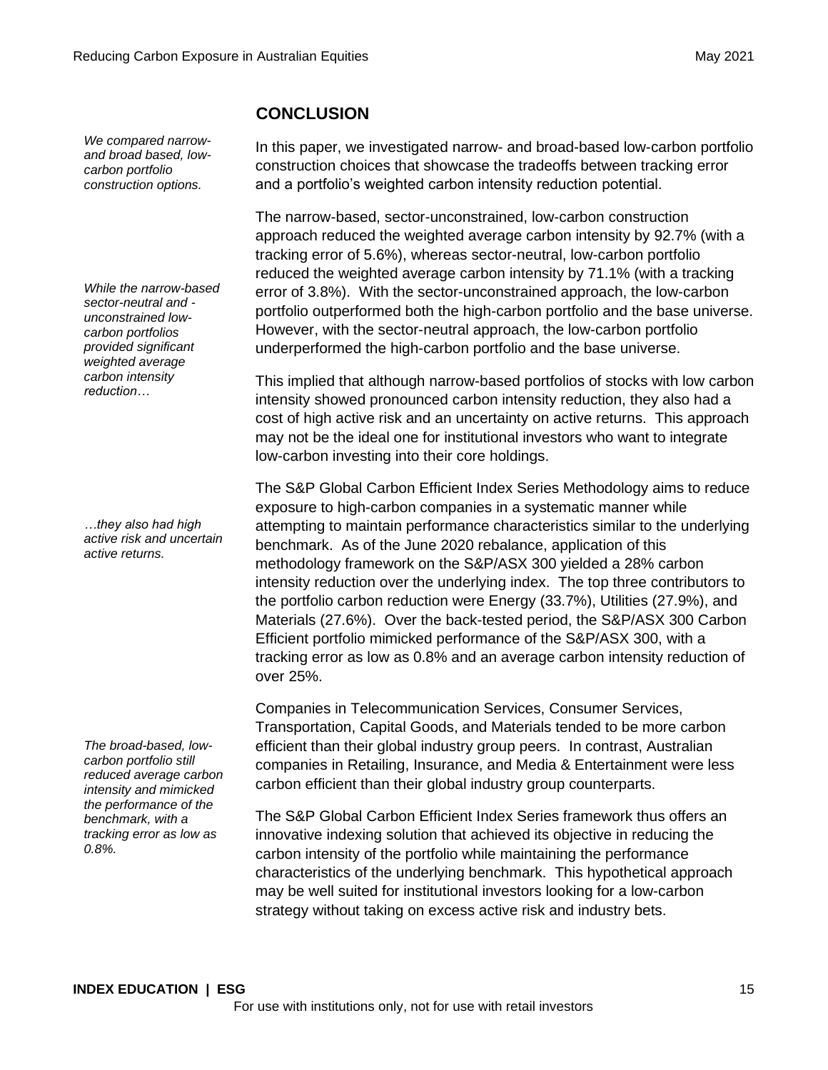## CONCLUSION

*We compared narrow- and broad based, low-carbon portfolio construction options.*

In this paper, we investigated narrow- and broad-based low-carbon portfolio construction choices that showcase the tradeoffs between tracking error and a portfolio's weighted carbon intensity reduction potential.

*While the narrow-based sector-neutral and -unconstrained low-carbon portfolios provided significant weighted average carbon intensity reduction…*

The narrow-based, sector-unconstrained, low-carbon construction approach reduced the weighted average carbon intensity by 92.7% (with a tracking error of 5.6%), whereas sector-neutral, low-carbon portfolio reduced the weighted average carbon intensity by 71.1% (with a tracking error of 3.8%). With the sector-unconstrained approach, the low-carbon portfolio outperformed both the high-carbon portfolio and the base universe. However, with the sector-neutral approach, the low-carbon portfolio underperformed the high-carbon portfolio and the base universe.

This implied that although narrow-based portfolios of stocks with low carbon intensity showed pronounced carbon intensity reduction, they also had a cost of high active risk and an uncertainty on active returns. This approach may not be the ideal one for institutional investors who want to integrate low-carbon investing into their core holdings.

*…they also had high active risk and uncertain active returns.*

The S&P Global Carbon Efficient Index Series Methodology aims to reduce exposure to high-carbon companies in a systematic manner while attempting to maintain performance characteristics similar to the underlying benchmark. As of the June 2020 rebalance, application of this methodology framework on the S&P/ASX 300 yielded a 28% carbon intensity reduction over the underlying index. The top three contributors to the portfolio carbon reduction were Energy (33.7%), Utilities (27.9%), and Materials (27.6%). Over the back-tested period, the S&P/ASX 300 Carbon Efficient portfolio mimicked performance of the S&P/ASX 300, with a tracking error as low as 0.8% and an average carbon intensity reduction of over 25%.

*The broad-based, low-carbon portfolio still reduced average carbon intensity and mimicked the performance of the benchmark, with a tracking error as low as 0.8%.*

Companies in Telecommunication Services, Consumer Services, Transportation, Capital Goods, and Materials tended to be more carbon efficient than their global industry group peers. In contrast, Australian companies in Retailing, Insurance, and Media & Entertainment were less carbon efficient than their global industry group counterparts.

The S&P Global Carbon Efficient Index Series framework thus offers an innovative indexing solution that achieved its objective in reducing the carbon intensity of the portfolio while maintaining the performance characteristics of the underlying benchmark. This hypothetical approach may be well suited for institutional investors looking for a low-carbon strategy without taking on excess active risk and industry bets.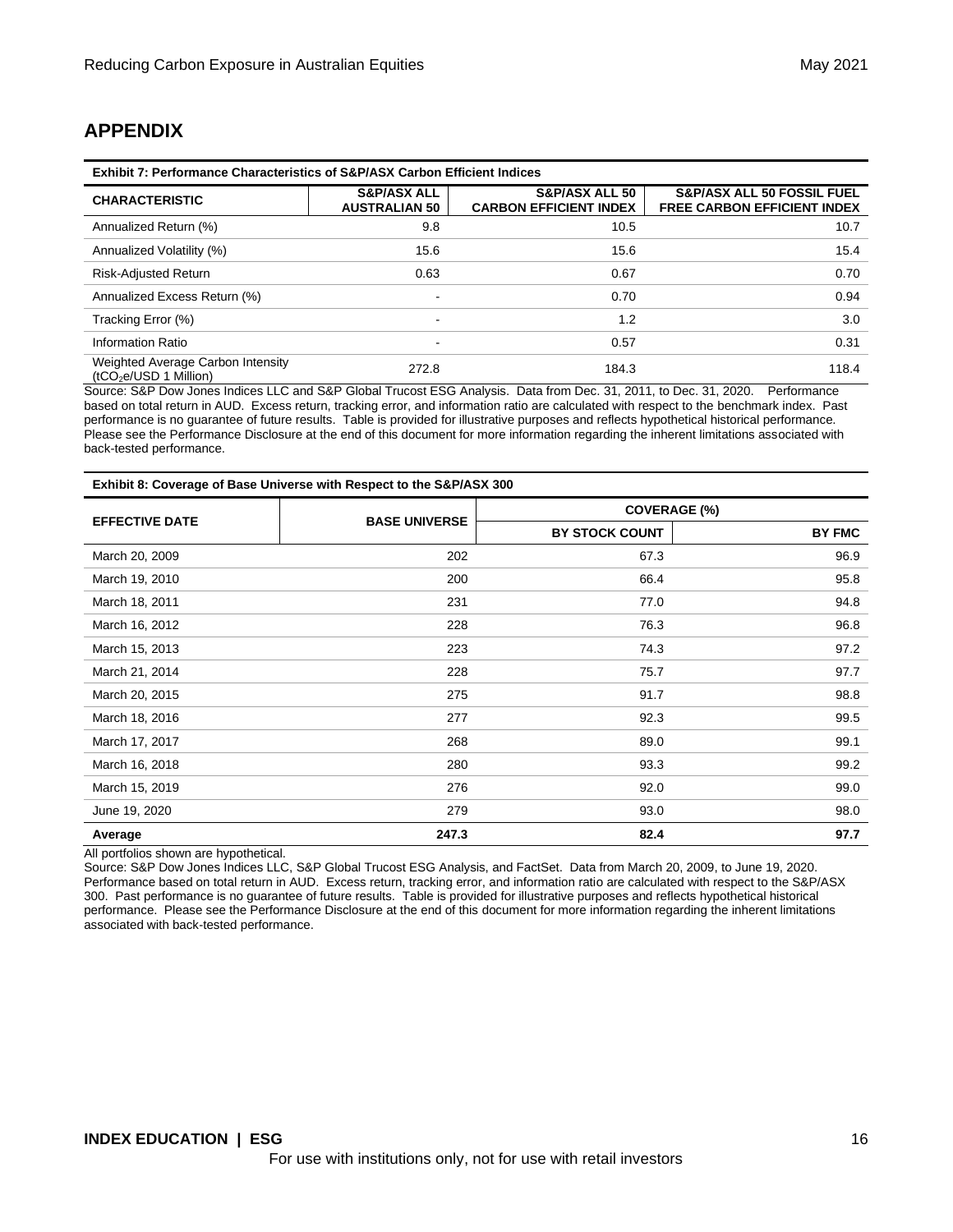## APPENDIX

**Exhibit 7: Performance Characteristics of S&P/ASX Carbon Efficient Indices**

| CHARACTERISTIC | S&P/ASX ALL AUSTRALIAN 50 | S&P/ASX ALL 50 CARBON EFFICIENT INDEX | S&P/ASX ALL 50 FOSSIL FUEL FREE CARBON EFFICIENT INDEX |
|---|---|---|---|
| Annualized Return (%) | 9.8 | 10.5 | 10.7 |
| Annualized Volatility (%) | 15.6 | 15.6 | 15.4 |
| Risk-Adjusted Return | 0.63 | 0.67 | 0.70 |
| Annualized Excess Return (%) | - | 0.70 | 0.94 |
| Tracking Error (%) | - | 1.2 | 3.0 |
| Information Ratio | - | 0.57 | 0.31 |
| Weighted Average Carbon Intensity ($tCO_2e$/USD 1 Million) | 272.8 | 184.3 | 118.4 |

Source: S&P Dow Jones Indices LLC and S&P Global Trucost ESG Analysis. Data from Dec. 31, 2011, to Dec. 31, 2020. Performance based on total return in AUD. Excess return, tracking error, and information ratio are calculated with respect to the benchmark index. Past performance is no guarantee of future results. Table is provided for illustrative purposes and reflects hypothetical historical performance. Please see the Performance Disclosure at the end of this document for more information regarding the inherent limitations associated with back-tested performance.

**Exhibit 8: Coverage of Base Universe with Respect to the S&P/ASX 300**

| EFFECTIVE DATE | BASE UNIVERSE | COVERAGE (%) | |
|---|---|---|---|
| | | BY STOCK COUNT | BY FMC |
| March 20, 2009 | 202 | 67.3 | 96.9 |
| March 19, 2010 | 200 | 66.4 | 95.8 |
| March 18, 2011 | 231 | 77.0 | 94.8 |
| March 16, 2012 | 228 | 76.3 | 96.8 |
| March 15, 2013 | 223 | 74.3 | 97.2 |
| March 21, 2014 | 228 | 75.7 | 97.7 |
| March 20, 2015 | 275 | 91.7 | 98.8 |
| March 18, 2016 | 277 | 92.3 | 99.5 |
| March 17, 2017 | 268 | 89.0 | 99.1 |
| March 16, 2018 | 280 | 93.3 | 99.2 |
| March 15, 2019 | 276 | 92.0 | 99.0 |
| June 19, 2020 | 279 | 93.0 | 98.0 |
| **Average** | **247.3** | **82.4** | **97.7** |

All portfolios shown are hypothetical.

Source: S&P Dow Jones Indices LLC, S&P Global Trucost ESG Analysis, and FactSet. Data from March 20, 2009, to June 19, 2020. Performance based on total return in AUD. Excess return, tracking error, and information ratio are calculated with respect to the S&P/ASX 300. Past performance is no guarantee of future results. Table is provided for illustrative purposes and reflects hypothetical historical performance. Please see the Performance Disclosure at the end of this document for more information regarding the inherent limitations associated with back-tested performance.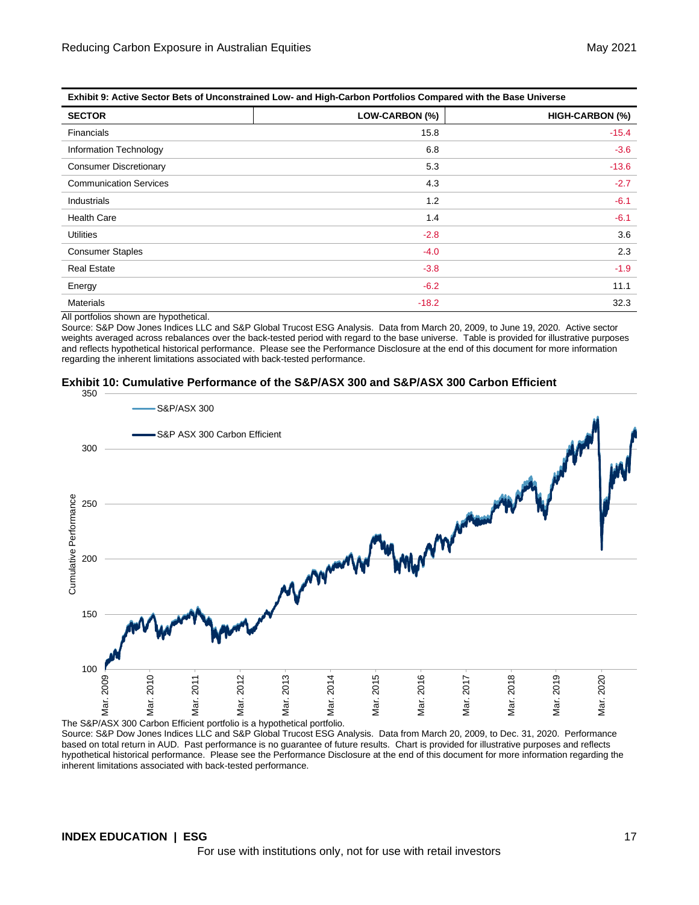**Exhibit 9: Active Sector Bets of Unconstrained Low- and High-Carbon Portfolios Compared with the Base Universe**

| SECTOR | LOW-CARBON (%) | HIGH-CARBON (%) |
|---|---|---|
| Financials | 15.8 | -15.4 |
| Information Technology | 6.8 | -3.6 |
| Consumer Discretionary | 5.3 | -13.6 |
| Communication Services | 4.3 | -2.7 |
| Industrials | 1.2 | -6.1 |
| Health Care | 1.4 | -6.1 |
| Utilities | -2.8 | 3.6 |
| Consumer Staples | -4.0 | 2.3 |
| Real Estate | -3.8 | -1.9 |
| Energy | -6.2 | 11.1 |
| Materials | -18.2 | 32.3 |

All portfolios shown are hypothetical.

Source: S&P Dow Jones Indices LLC and S&P Global Trucost ESG Analysis. Data from March 20, 2009, to June 19, 2020. Active sector weights averaged across rebalances over the back-tested period with regard to the base universe. Table is provided for illustrative purposes and reflects hypothetical historical performance. Please see the Performance Disclosure at the end of this document for more information regarding the inherent limitations associated with back-tested performance.

**Exhibit 10: Cumulative Performance of the S&P/ASX 300 and S&P/ASX 300 Carbon Efficient**

The S&P/ASX 300 Carbon Efficient portfolio is a hypothetical portfolio.

Source: S&P Dow Jones Indices LLC and S&P Global Trucost ESG Analysis. Data from March 20, 2009, to Dec. 31, 2020. Performance based on total return in AUD. Past performance is no guarantee of future results. Chart is provided for illustrative purposes and reflects hypothetical historical performance. Please see the Performance Disclosure at the end of this document for more information regarding the inherent limitations associated with back-tested performance.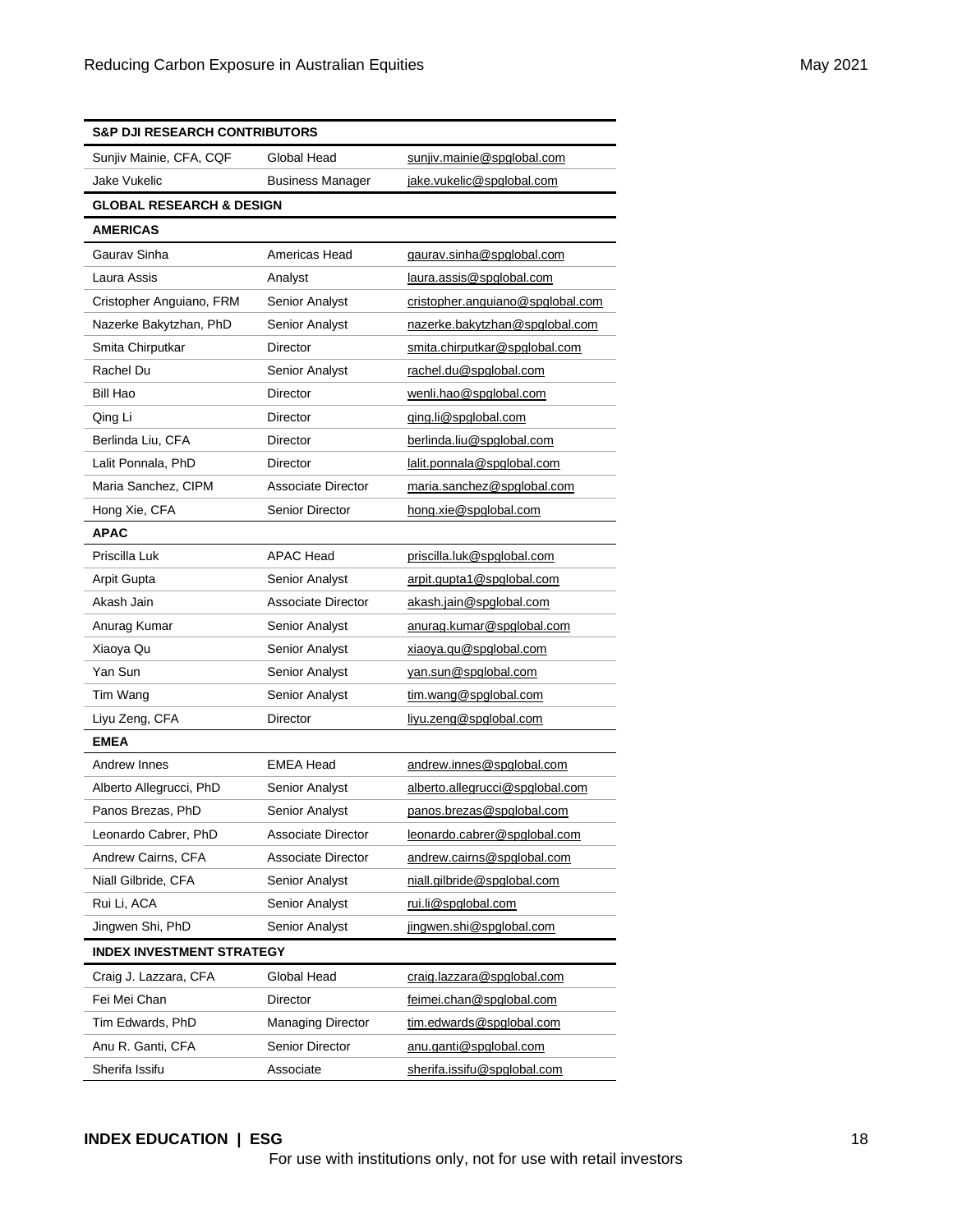| S&P DJI RESEARCH CONTRIBUTORS | | |
|---|---|---|
| Sunjiv Mainie, CFA, CQF | Global Head | sunjiv.mainie@spglobal.com |
| Jake Vukelic | Business Manager | jake.vukelic@spglobal.com |
| **GLOBAL RESEARCH & DESIGN** | | |
| **AMERICAS** | | |
| Gaurav Sinha | Americas Head | gaurav.sinha@spglobal.com |
| Laura Assis | Analyst | laura.assis@spglobal.com |
| Cristopher Anguiano, FRM | Senior Analyst | cristopher.anguiano@spglobal.com |
| Nazerke Bakytzhan, PhD | Senior Analyst | nazerke.bakytzhan@spglobal.com |
| Smita Chirputkar | Director | smita.chirputkar@spglobal.com |
| Rachel Du | Senior Analyst | rachel.du@spglobal.com |
| Bill Hao | Director | wenli.hao@spglobal.com |
| Qing Li | Director | qing.li@spglobal.com |
| Berlinda Liu, CFA | Director | berlinda.liu@spglobal.com |
| Lalit Ponnala, PhD | Director | lalit.ponnala@spglobal.com |
| Maria Sanchez, CIPM | Associate Director | maria.sanchez@spglobal.com |
| Hong Xie, CFA | Senior Director | hong.xie@spglobal.com |
| **APAC** | | |
| Priscilla Luk | APAC Head | priscilla.luk@spglobal.com |
| Arpit Gupta | Senior Analyst | arpit.gupta1@spglobal.com |
| Akash Jain | Associate Director | akash.jain@spglobal.com |
| Anurag Kumar | Senior Analyst | anurag.kumar@spglobal.com |
| Xiaoya Qu | Senior Analyst | xiaoya.qu@spglobal.com |
| Yan Sun | Senior Analyst | yan.sun@spglobal.com |
| Tim Wang | Senior Analyst | tim.wang@spglobal.com |
| Liyu Zeng, CFA | Director | liyu.zeng@spglobal.com |
| **EMEA** | | |
| Andrew Innes | EMEA Head | andrew.innes@spglobal.com |
| Alberto Allegrucci, PhD | Senior Analyst | alberto.allegrucci@spglobal.com |
| Panos Brezas, PhD | Senior Analyst | panos.brezas@spglobal.com |
| Leonardo Cabrer, PhD | Associate Director | leonardo.cabrer@spglobal.com |
| Andrew Cairns, CFA | Associate Director | andrew.cairns@spglobal.com |
| Niall Gilbride, CFA | Senior Analyst | niall.gilbride@spglobal.com |
| Rui Li, ACA | Senior Analyst | rui.li@spglobal.com |
| Jingwen Shi, PhD | Senior Analyst | jingwen.shi@spglobal.com |
| **INDEX INVESTMENT STRATEGY** | | |
| Craig J. Lazzara, CFA | Global Head | craig.lazzara@spglobal.com |
| Fei Mei Chan | Director | feimei.chan@spglobal.com |
| Tim Edwards, PhD | Managing Director | tim.edwards@spglobal.com |
| Anu R. Ganti, CFA | Senior Director | anu.ganti@spglobal.com |
| Sherifa Issifu | Associate | sherifa.issifu@spglobal.com |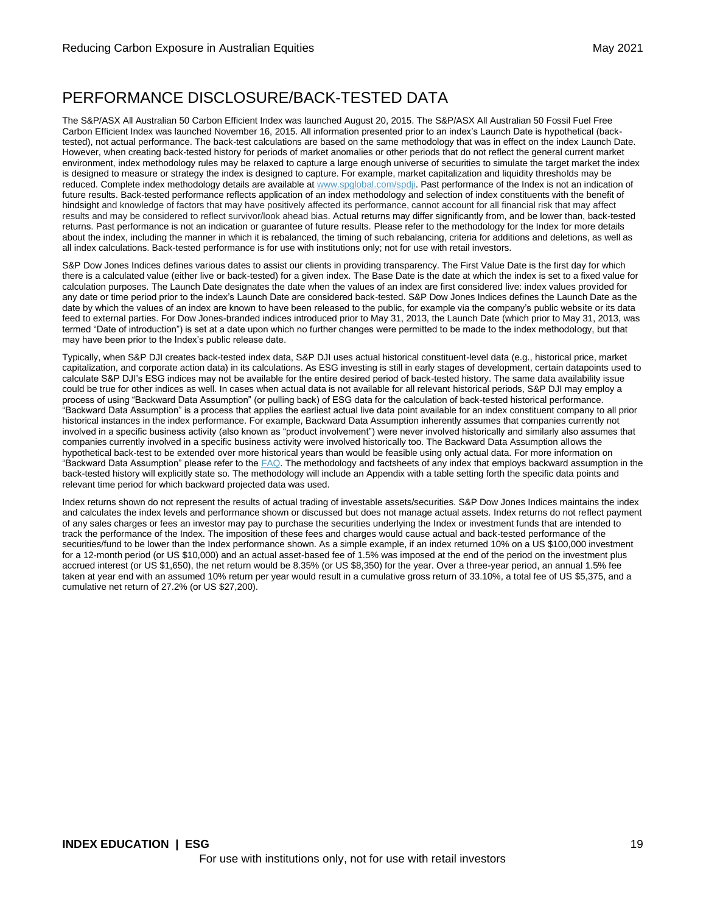# PERFORMANCE DISCLOSURE/BACK-TESTED DATA

The S&P/ASX All Australian 50 Carbon Efficient Index was launched August 20, 2015. The S&P/ASX All Australian 50 Fossil Fuel Free Carbon Efficient Index was launched November 16, 2015. All information presented prior to an index's Launch Date is hypothetical (back-tested), not actual performance. The back-test calculations are based on the same methodology that was in effect on the index Launch Date. However, when creating back-tested history for periods of market anomalies or other periods that do not reflect the general current market environment, index methodology rules may be relaxed to capture a large enough universe of securities to simulate the target market the index is designed to measure or strategy the index is designed to capture. For example, market capitalization and liquidity thresholds may be reduced. Complete index methodology details are available at [www.spglobal.com/spdji](www.spglobal.com/spdji). Past performance of the Index is not an indication of future results. Back-tested performance reflects application of an index methodology and selection of index constituents with the benefit of hindsight and knowledge of factors that may have positively affected its performance, cannot account for all financial risk that may affect results and may be considered to reflect survivor/look ahead bias. Actual returns may differ significantly from, and be lower than, back-tested returns. Past performance is not an indication or guarantee of future results. Please refer to the methodology for the Index for more details about the index, including the manner in which it is rebalanced, the timing of such rebalancing, criteria for additions and deletions, as well as all index calculations. Back-tested performance is for use with institutions only; not for use with retail investors.

S&P Dow Jones Indices defines various dates to assist our clients in providing transparency. The First Value Date is the first day for which there is a calculated value (either live or back-tested) for a given index. The Base Date is the date at which the index is set to a fixed value for calculation purposes. The Launch Date designates the date when the values of an index are first considered live: index values provided for any date or time period prior to the index's Launch Date are considered back-tested. S&P Dow Jones Indices defines the Launch Date as the date by which the values of an index are known to have been released to the public, for example via the company's public website or its data feed to external parties. For Dow Jones-branded indices introduced prior to May 31, 2013, the Launch Date (which prior to May 31, 2013, was termed "Date of introduction") is set at a date upon which no further changes were permitted to be made to the index methodology, but that may have been prior to the Index's public release date.

Typically, when S&P DJI creates back-tested index data, S&P DJI uses actual historical constituent-level data (e.g., historical price, market capitalization, and corporate action data) in its calculations. As ESG investing is still in early stages of development, certain datapoints used to calculate S&P DJI's ESG indices may not be available for the entire desired period of back-tested history. The same data availability issue could be true for other indices as well. In cases when actual data is not available for all relevant historical periods, S&P DJI may employ a process of using "Backward Data Assumption" (or pulling back) of ESG data for the calculation of back-tested historical performance. "Backward Data Assumption" is a process that applies the earliest actual live data point available for an index constituent company to all prior historical instances in the index performance. For example, Backward Data Assumption inherently assumes that companies currently not involved in a specific business activity (also known as "product involvement") were never involved historically and similarly also assumes that companies currently involved in a specific business activity were involved historically too. The Backward Data Assumption allows the hypothetical back-test to be extended over more historical years than would be feasible using only actual data. For more information on "Backward Data Assumption" please refer to the [FAQ](FAQ). The methodology and factsheets of any index that employs backward assumption in the back-tested history will explicitly state so. The methodology will include an Appendix with a table setting forth the specific data points and relevant time period for which backward projected data was used.

Index returns shown do not represent the results of actual trading of investable assets/securities. S&P Dow Jones Indices maintains the index and calculates the index levels and performance shown or discussed but does not manage actual assets. Index returns do not reflect payment of any sales charges or fees an investor may pay to purchase the securities underlying the Index or investment funds that are intended to track the performance of the Index. The imposition of these fees and charges would cause actual and back-tested performance of the securities/fund to be lower than the Index performance shown. As a simple example, if an index returned 10% on a US $100,000 investment for a 12-month period (or US $10,000) and an actual asset-based fee of 1.5% was imposed at the end of the period on the investment plus accrued interest (or US $1,650), the net return would be 8.35% (or US $8,350) for the year. Over a three-year period, an annual 1.5% fee taken at year end with an assumed 10% return per year would result in a cumulative gross return of 33.10%, a total fee of US $5,375, and a cumulative net return of 27.2% (or US $27,200).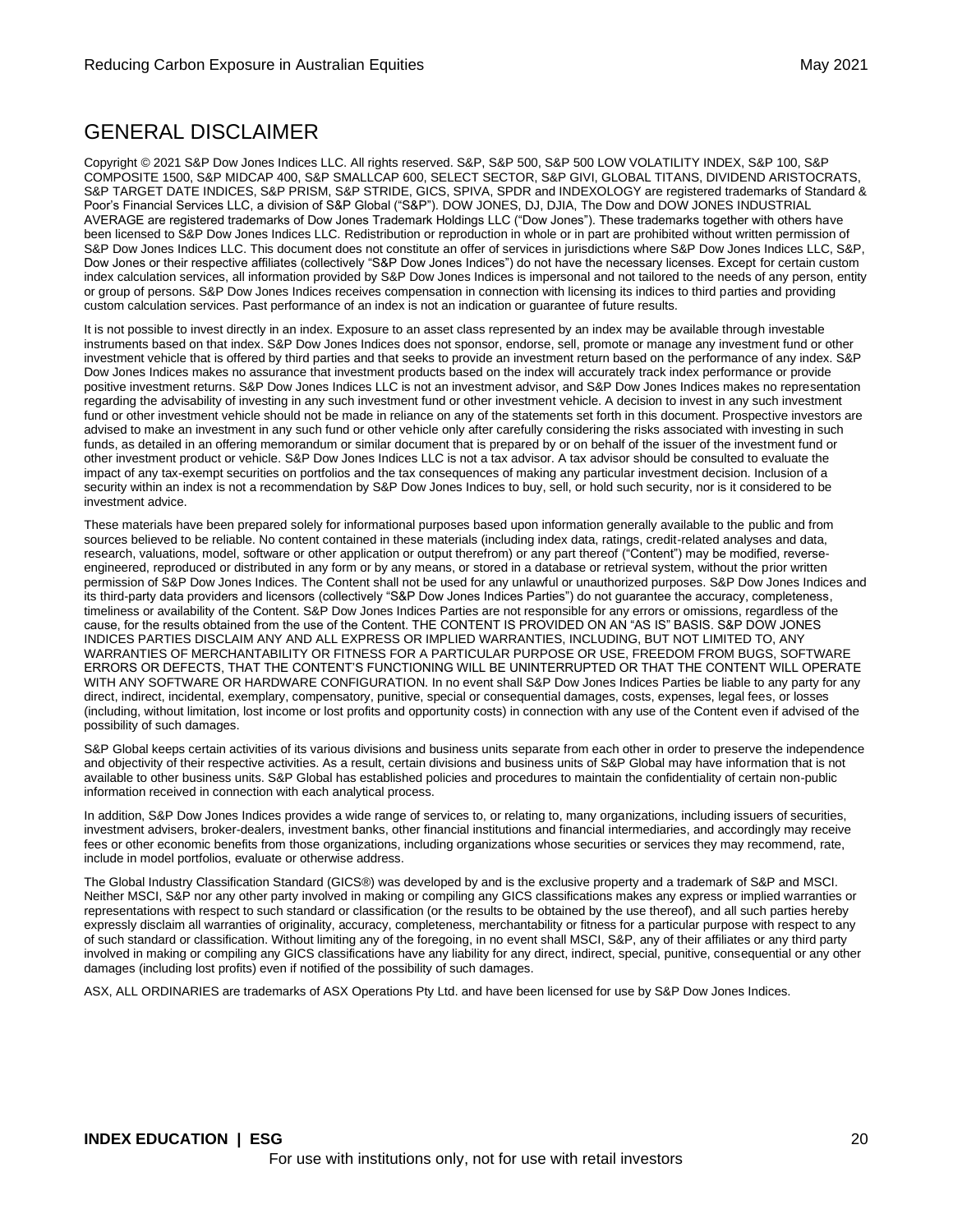# GENERAL DISCLAIMER

Copyright © 2021 S&P Dow Jones Indices LLC. All rights reserved. S&P, S&P 500, S&P 500 LOW VOLATILITY INDEX, S&P 100, S&P COMPOSITE 1500, S&P MIDCAP 400, S&P SMALLCAP 600, SELECT SECTOR, S&P GIVI, GLOBAL TITANS, DIVIDEND ARISTOCRATS, S&P TARGET DATE INDICES, S&P PRISM, S&P STRIDE, GICS, SPIVA, SPDR and INDEXOLOGY are registered trademarks of Standard & Poor's Financial Services LLC, a division of S&P Global ("S&P"). DOW JONES, DJ, DJIA, The Dow and DOW JONES INDUSTRIAL AVERAGE are registered trademarks of Dow Jones Trademark Holdings LLC ("Dow Jones"). These trademarks together with others have been licensed to S&P Dow Jones Indices LLC. Redistribution or reproduction in whole or in part are prohibited without written permission of S&P Dow Jones Indices LLC. This document does not constitute an offer of services in jurisdictions where S&P Dow Jones Indices LLC, S&P, Dow Jones or their respective affiliates (collectively "S&P Dow Jones Indices") do not have the necessary licenses. Except for certain custom index calculation services, all information provided by S&P Dow Jones Indices is impersonal and not tailored to the needs of any person, entity or group of persons. S&P Dow Jones Indices receives compensation in connection with licensing its indices to third parties and providing custom calculation services. Past performance of an index is not an indication or guarantee of future results.

It is not possible to invest directly in an index. Exposure to an asset class represented by an index may be available through investable instruments based on that index. S&P Dow Jones Indices does not sponsor, endorse, sell, promote or manage any investment fund or other investment vehicle that is offered by third parties and that seeks to provide an investment return based on the performance of any index. S&P Dow Jones Indices makes no assurance that investment products based on the index will accurately track index performance or provide positive investment returns. S&P Dow Jones Indices LLC is not an investment advisor, and S&P Dow Jones Indices makes no representation regarding the advisability of investing in any such investment fund or other investment vehicle. A decision to invest in any such investment fund or other investment vehicle should not be made in reliance on any of the statements set forth in this document. Prospective investors are advised to make an investment in any such fund or other vehicle only after carefully considering the risks associated with investing in such funds, as detailed in an offering memorandum or similar document that is prepared by or on behalf of the issuer of the investment fund or other investment product or vehicle. S&P Dow Jones Indices LLC is not a tax advisor. A tax advisor should be consulted to evaluate the impact of any tax-exempt securities on portfolios and the tax consequences of making any particular investment decision. Inclusion of a security within an index is not a recommendation by S&P Dow Jones Indices to buy, sell, or hold such security, nor is it considered to be investment advice.

These materials have been prepared solely for informational purposes based upon information generally available to the public and from sources believed to be reliable. No content contained in these materials (including index data, ratings, credit-related analyses and data, research, valuations, model, software or other application or output therefrom) or any part thereof ("Content") may be modified, reverse-engineered, reproduced or distributed in any form or by any means, or stored in a database or retrieval system, without the prior written permission of S&P Dow Jones Indices. The Content shall not be used for any unlawful or unauthorized purposes. S&P Dow Jones Indices and its third-party data providers and licensors (collectively "S&P Dow Jones Indices Parties") do not guarantee the accuracy, completeness, timeliness or availability of the Content. S&P Dow Jones Indices Parties are not responsible for any errors or omissions, regardless of the cause, for the results obtained from the use of the Content. THE CONTENT IS PROVIDED ON AN "AS IS" BASIS. S&P DOW JONES INDICES PARTIES DISCLAIM ANY AND ALL EXPRESS OR IMPLIED WARRANTIES, INCLUDING, BUT NOT LIMITED TO, ANY WARRANTIES OF MERCHANTABILITY OR FITNESS FOR A PARTICULAR PURPOSE OR USE, FREEDOM FROM BUGS, SOFTWARE ERRORS OR DEFECTS, THAT THE CONTENT'S FUNCTIONING WILL BE UNINTERRUPTED OR THAT THE CONTENT WILL OPERATE WITH ANY SOFTWARE OR HARDWARE CONFIGURATION. In no event shall S&P Dow Jones Indices Parties be liable to any party for any direct, indirect, incidental, exemplary, compensatory, punitive, special or consequential damages, costs, expenses, legal fees, or losses (including, without limitation, lost income or lost profits and opportunity costs) in connection with any use of the Content even if advised of the possibility of such damages.

S&P Global keeps certain activities of its various divisions and business units separate from each other in order to preserve the independence and objectivity of their respective activities. As a result, certain divisions and business units of S&P Global may have information that is not available to other business units. S&P Global has established policies and procedures to maintain the confidentiality of certain non-public information received in connection with each analytical process.

In addition, S&P Dow Jones Indices provides a wide range of services to, or relating to, many organizations, including issuers of securities, investment advisers, broker-dealers, investment banks, other financial institutions and financial intermediaries, and accordingly may receive fees or other economic benefits from those organizations, including organizations whose securities or services they may recommend, rate, include in model portfolios, evaluate or otherwise address.

The Global Industry Classification Standard (GICS®) was developed by and is the exclusive property and a trademark of S&P and MSCI. Neither MSCI, S&P nor any other party involved in making or compiling any GICS classifications makes any express or implied warranties or representations with respect to such standard or classification (or the results to be obtained by the use thereof), and all such parties hereby expressly disclaim all warranties of originality, accuracy, completeness, merchantability or fitness for a particular purpose with respect to any of such standard or classification. Without limiting any of the foregoing, in no event shall MSCI, S&P, any of their affiliates or any third party involved in making or compiling any GICS classifications have any liability for any direct, indirect, special, punitive, consequential or any other damages (including lost profits) even if notified of the possibility of such damages.

ASX, ALL ORDINARIES are trademarks of ASX Operations Pty Ltd. and have been licensed for use by S&P Dow Jones Indices.